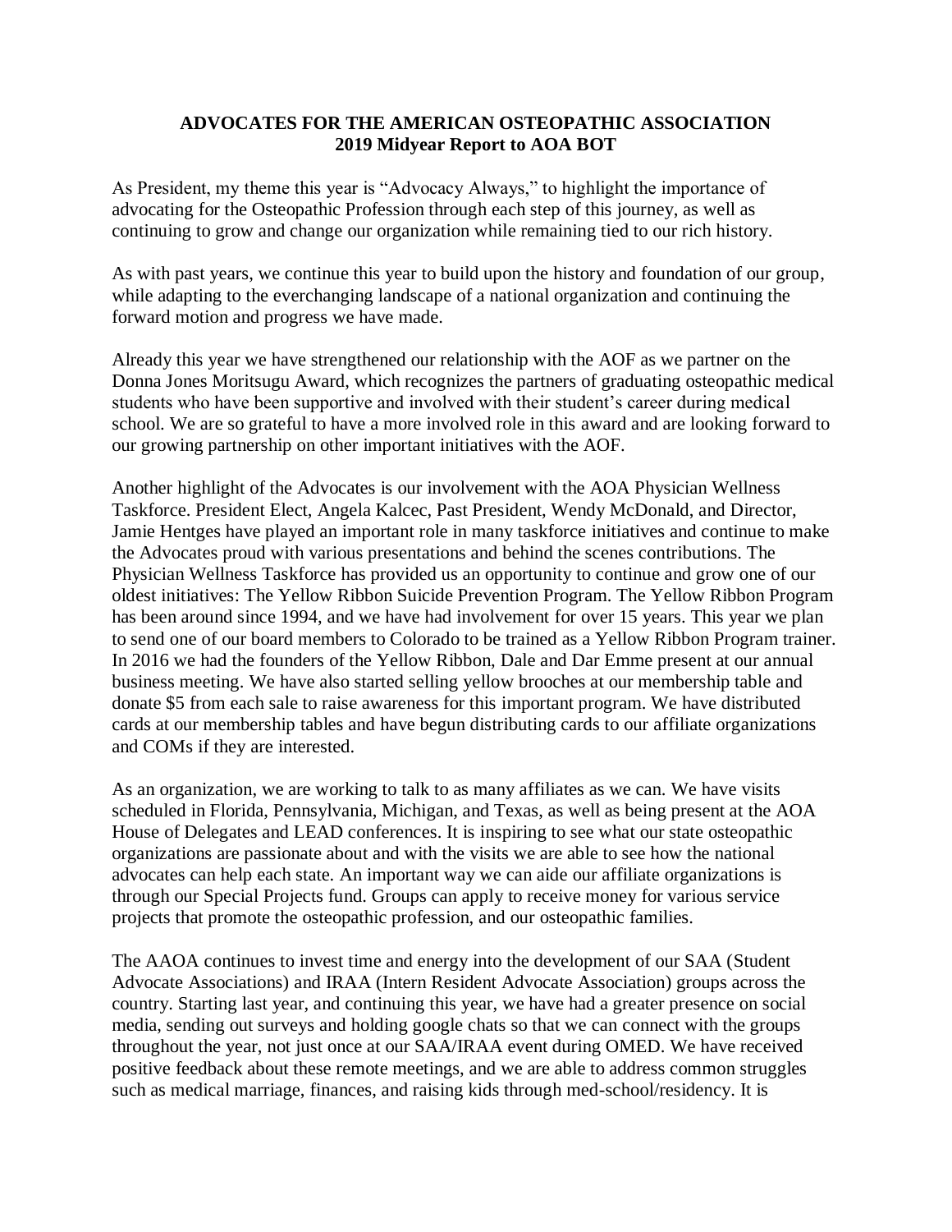# ADVOCATES FOR THE AMERICAN OSTEOPATHIC ASSOCIATION
## 2019 Midyear Report to AOA BOT

As President, my theme this year is "Advocacy Always," to highlight the importance of advocating for the Osteopathic Profession through each step of this journey, as well as continuing to grow and change our organization while remaining tied to our rich history.

As with past years, we continue this year to build upon the history and foundation of our group, while adapting to the everchanging landscape of a national organization and continuing the forward motion and progress we have made.

Already this year we have strengthened our relationship with the AOF as we partner on the Donna Jones Moritsugu Award, which recognizes the partners of graduating osteopathic medical students who have been supportive and involved with their student's career during medical school. We are so grateful to have a more involved role in this award and are looking forward to our growing partnership on other important initiatives with the AOF.

Another highlight of the Advocates is our involvement with the AOA Physician Wellness Taskforce. President Elect, Angela Kalcec, Past President, Wendy McDonald, and Director, Jamie Hentges have played an important role in many taskforce initiatives and continue to make the Advocates proud with various presentations and behind the scenes contributions. The Physician Wellness Taskforce has provided us an opportunity to continue and grow one of our oldest initiatives: The Yellow Ribbon Suicide Prevention Program. The Yellow Ribbon Program has been around since 1994, and we have had involvement for over 15 years. This year we plan to send one of our board members to Colorado to be trained as a Yellow Ribbon Program trainer. In 2016 we had the founders of the Yellow Ribbon, Dale and Dar Emme present at our annual business meeting. We have also started selling yellow brooches at our membership table and donate $5 from each sale to raise awareness for this important program. We have distributed cards at our membership tables and have begun distributing cards to our affiliate organizations and COMs if they are interested.

As an organization, we are working to talk to as many affiliates as we can. We have visits scheduled in Florida, Pennsylvania, Michigan, and Texas, as well as being present at the AOA House of Delegates and LEAD conferences. It is inspiring to see what our state osteopathic organizations are passionate about and with the visits we are able to see how the national advocates can help each state. An important way we can aide our affiliate organizations is through our Special Projects fund. Groups can apply to receive money for various service projects that promote the osteopathic profession, and our osteopathic families.

The AAOA continues to invest time and energy into the development of our SAA (Student Advocate Associations) and IRAA (Intern Resident Advocate Association) groups across the country. Starting last year, and continuing this year, we have had a greater presence on social media, sending out surveys and holding google chats so that we can connect with the groups throughout the year, not just once at our SAA/IRAA event during OMED. We have received positive feedback about these remote meetings, and we are able to address common struggles such as medical marriage, finances, and raising kids through med-school/residency. It is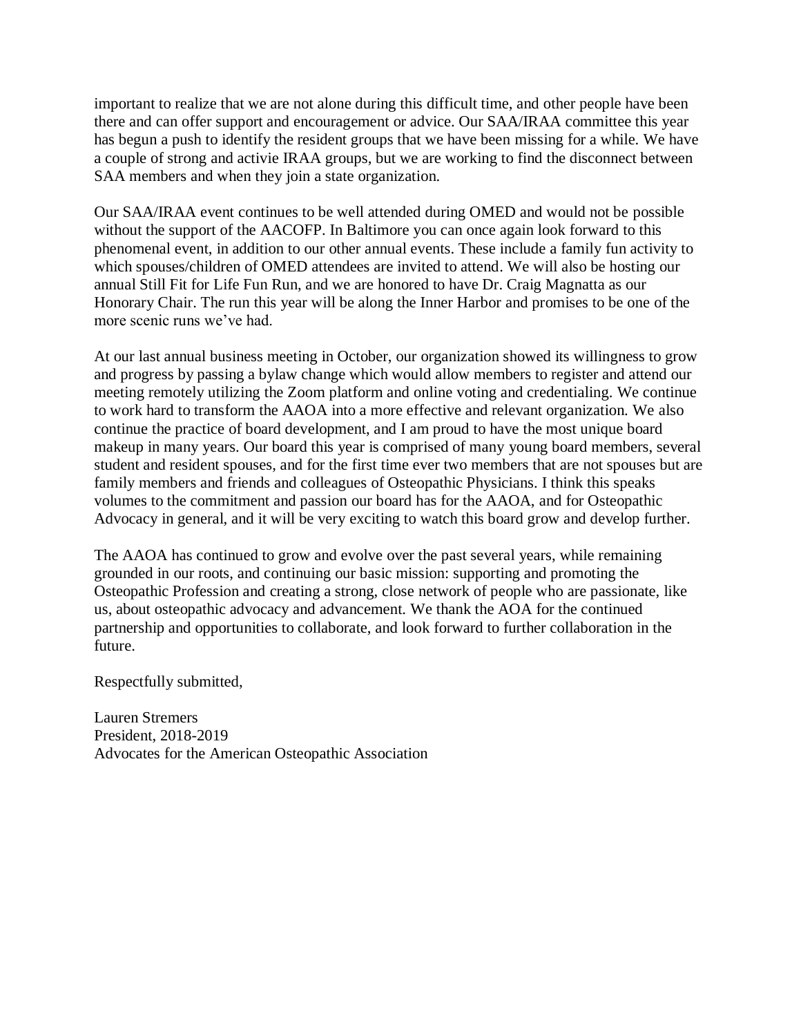important to realize that we are not alone during this difficult time, and other people have been there and can offer support and encouragement or advice. Our SAA/IRAA committee this year has begun a push to identify the resident groups that we have been missing for a while. We have a couple of strong and activie IRAA groups, but we are working to find the disconnect between SAA members and when they join a state organization.

Our SAA/IRAA event continues to be well attended during OMED and would not be possible without the support of the AACOFP. In Baltimore you can once again look forward to this phenomenal event, in addition to our other annual events. These include a family fun activity to which spouses/children of OMED attendees are invited to attend. We will also be hosting our annual Still Fit for Life Fun Run, and we are honored to have Dr. Craig Magnatta as our Honorary Chair. The run this year will be along the Inner Harbor and promises to be one of the more scenic runs we've had.

At our last annual business meeting in October, our organization showed its willingness to grow and progress by passing a bylaw change which would allow members to register and attend our meeting remotely utilizing the Zoom platform and online voting and credentialing. We continue to work hard to transform the AAOA into a more effective and relevant organization. We also continue the practice of board development, and I am proud to have the most unique board makeup in many years. Our board this year is comprised of many young board members, several student and resident spouses, and for the first time ever two members that are not spouses but are family members and friends and colleagues of Osteopathic Physicians. I think this speaks volumes to the commitment and passion our board has for the AAOA, and for Osteopathic Advocacy in general, and it will be very exciting to watch this board grow and develop further.

The AAOA has continued to grow and evolve over the past several years, while remaining grounded in our roots, and continuing our basic mission: supporting and promoting the Osteopathic Profession and creating a strong, close network of people who are passionate, like us, about osteopathic advocacy and advancement. We thank the AOA for the continued partnership and opportunities to collaborate, and look forward to further collaboration in the future.

Respectfully submitted,

Lauren Stremers
President, 2018-2019
Advocates for the American Osteopathic Association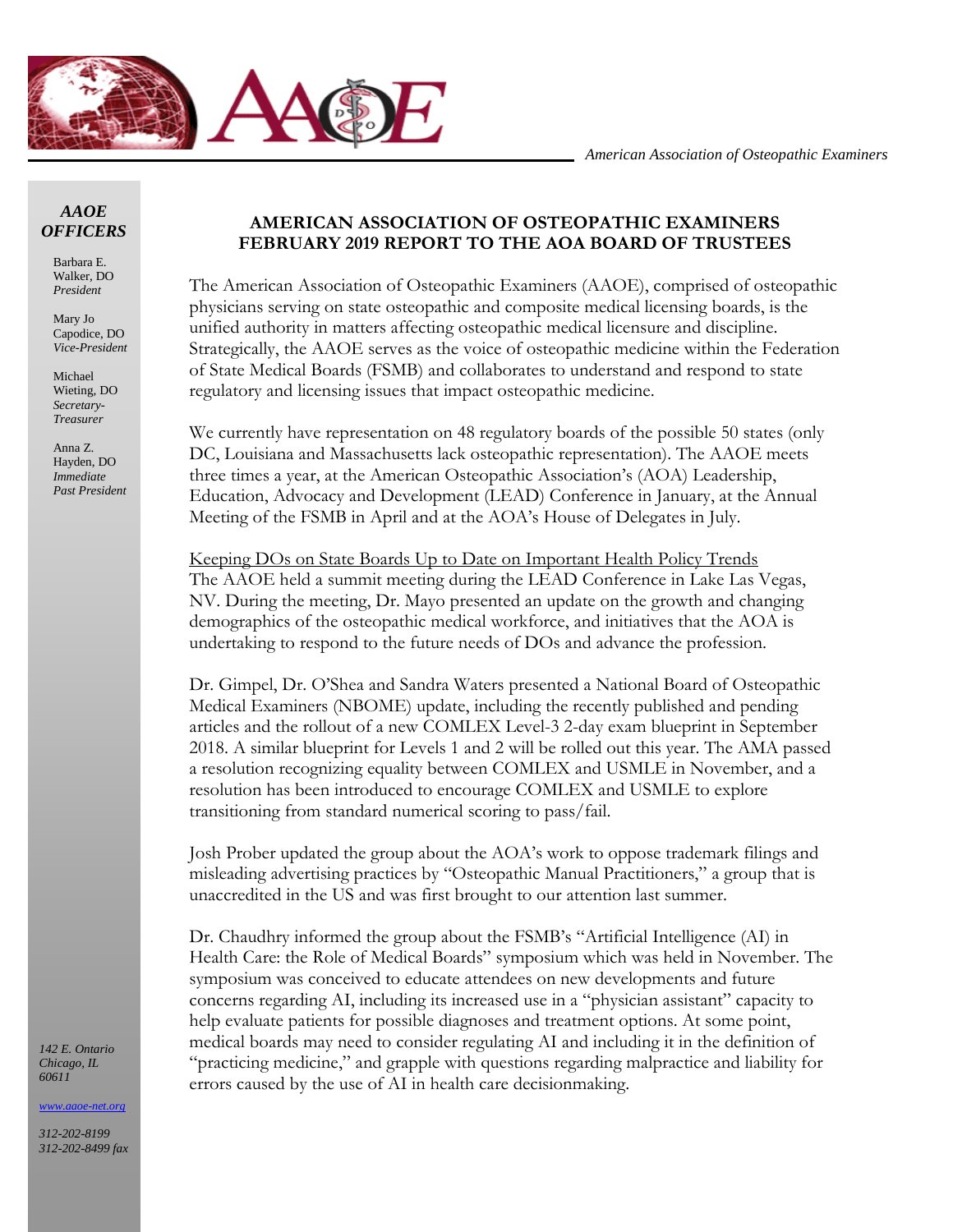American Association of Osteopathic Examiners

*AAOE OFFICERS*

Barbara E. Walker, DO
*President*

Mary Jo Capodice, DO
*Vice-President*

Michael Wieting, DO
*Secretary-Treasurer*

Anna Z. Hayden, DO
*Immediate Past President*

*142 E. Ontario*
*Chicago, IL*
*60611*

*www.aaoe-net.org*

*312-202-8199*
*312-202-8499 fax*

## AMERICAN ASSOCIATION OF OSTEOPATHIC EXAMINERS
## FEBRUARY 2019 REPORT TO THE AOA BOARD OF TRUSTEES

The American Association of Osteopathic Examiners (AAOE), comprised of osteopathic physicians serving on state osteopathic and composite medical licensing boards, is the unified authority in matters affecting osteopathic medical licensure and discipline. Strategically, the AAOE serves as the voice of osteopathic medicine within the Federation of State Medical Boards (FSMB) and collaborates to understand and respond to state regulatory and licensing issues that impact osteopathic medicine.

We currently have representation on 48 regulatory boards of the possible 50 states (only DC, Louisiana and Massachusetts lack osteopathic representation). The AAOE meets three times a year, at the American Osteopathic Association's (AOA) Leadership, Education, Advocacy and Development (LEAD) Conference in January, at the Annual Meeting of the FSMB in April and at the AOA's House of Delegates in July.

<u>Keeping DOs on State Boards Up to Date on Important Health Policy Trends</u>
The AAOE held a summit meeting during the LEAD Conference in Lake Las Vegas, NV. During the meeting, Dr. Mayo presented an update on the growth and changing demographics of the osteopathic medical workforce, and initiatives that the AOA is undertaking to respond to the future needs of DOs and advance the profession.

Dr. Gimpel, Dr. O'Shea and Sandra Waters presented a National Board of Osteopathic Medical Examiners (NBOME) update, including the recently published and pending articles and the rollout of a new COMLEX Level-3 2-day exam blueprint in September 2018. A similar blueprint for Levels 1 and 2 will be rolled out this year. The AMA passed a resolution recognizing equality between COMLEX and USMLE in November, and a resolution has been introduced to encourage COMLEX and USMLE to explore transitioning from standard numerical scoring to pass/fail.

Josh Prober updated the group about the AOA's work to oppose trademark filings and misleading advertising practices by "Osteopathic Manual Practitioners," a group that is unaccredited in the US and was first brought to our attention last summer.

Dr. Chaudhry informed the group about the FSMB's "Artificial Intelligence (AI) in Health Care: the Role of Medical Boards" symposium which was held in November. The symposium was conceived to educate attendees on new developments and future concerns regarding AI, including its increased use in a "physician assistant" capacity to help evaluate patients for possible diagnoses and treatment options. At some point, medical boards may need to consider regulating AI and including it in the definition of "practicing medicine," and grapple with questions regarding malpractice and liability for errors caused by the use of AI in health care decisionmaking.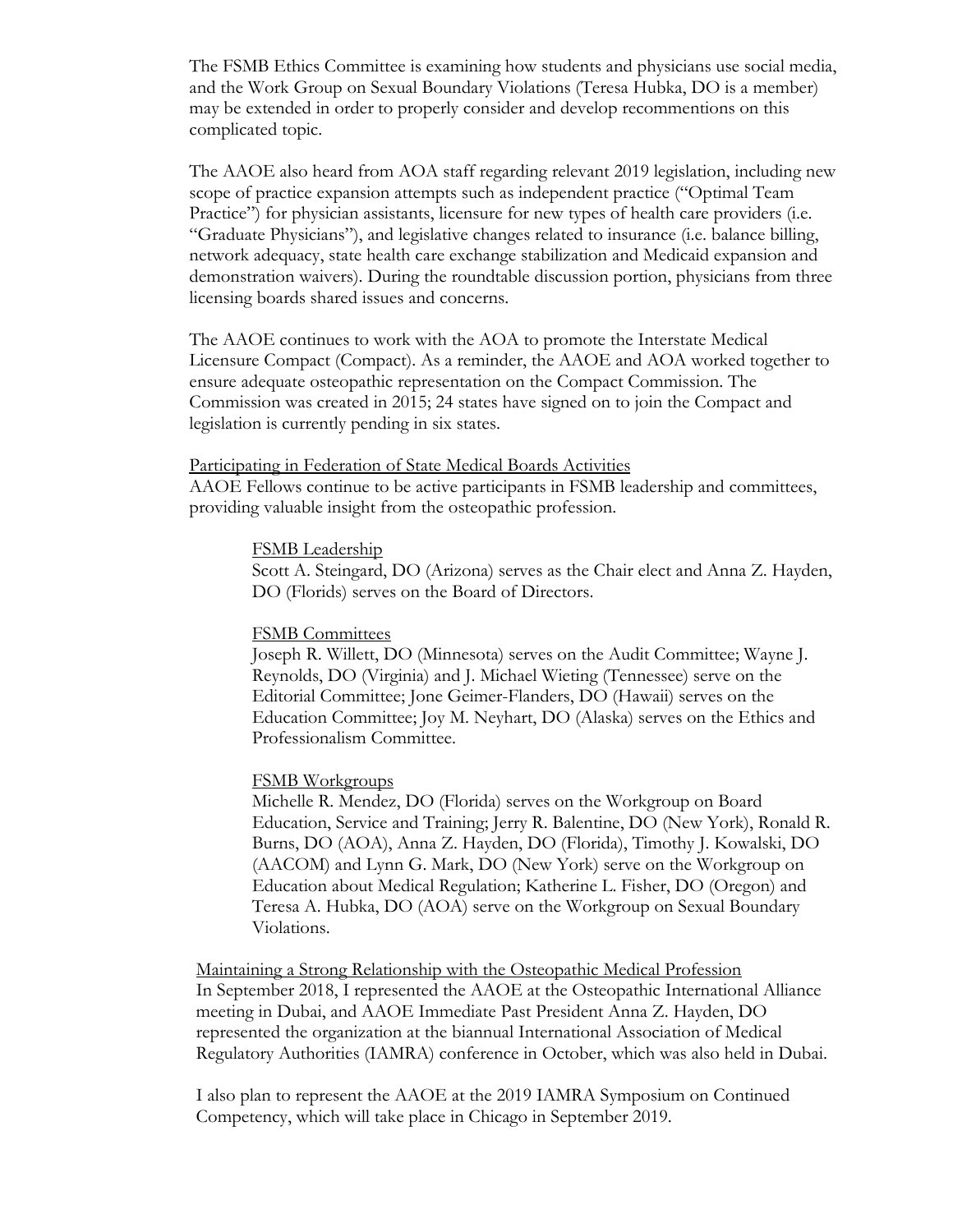The FSMB Ethics Committee is examining how students and physicians use social media, and the Work Group on Sexual Boundary Violations (Teresa Hubka, DO is a member) may be extended in order to properly consider and develop recommentions on this complicated topic.

The AAOE also heard from AOA staff regarding relevant 2019 legislation, including new scope of practice expansion attempts such as independent practice ("Optimal Team Practice") for physician assistants, licensure for new types of health care providers (i.e. "Graduate Physicians"), and legislative changes related to insurance (i.e. balance billing, network adequacy, state health care exchange stabilization and Medicaid expansion and demonstration waivers). During the roundtable discussion portion, physicians from three licensing boards shared issues and concerns.

The AAOE continues to work with the AOA to promote the Interstate Medical Licensure Compact (Compact). As a reminder, the AAOE and AOA worked together to ensure adequate osteopathic representation on the Compact Commission. The Commission was created in 2015; 24 states have signed on to join the Compact and legislation is currently pending in six states.

<u>Participating in Federation of State Medical Boards Activities</u>

AAOE Fellows continue to be active participants in FSMB leadership and committees, providing valuable insight from the osteopathic profession.

<u>FSMB Leadership</u>

Scott A. Steingard, DO (Arizona) serves as the Chair elect and Anna Z. Hayden, DO (Florids) serves on the Board of Directors.

<u>FSMB Committees</u>

Joseph R. Willett, DO (Minnesota) serves on the Audit Committee; Wayne J. Reynolds, DO (Virginia) and J. Michael Wieting (Tennessee) serve on the Editorial Committee; Jone Geimer-Flanders, DO (Hawaii) serves on the Education Committee; Joy M. Neyhart, DO (Alaska) serves on the Ethics and Professionalism Committee.

<u>FSMB Workgroups</u>

Michelle R. Mendez, DO (Florida) serves on the Workgroup on Board Education, Service and Training; Jerry R. Balentine, DO (New York), Ronald R. Burns, DO (AOA), Anna Z. Hayden, DO (Florida), Timothy J. Kowalski, DO (AACOM) and Lynn G. Mark, DO (New York) serve on the Workgroup on Education about Medical Regulation; Katherine L. Fisher, DO (Oregon) and Teresa A. Hubka, DO (AOA) serve on the Workgroup on Sexual Boundary Violations.

<u>Maintaining a Strong Relationship with the Osteopathic Medical Profession</u>

In September 2018, I represented the AAOE at the Osteopathic International Alliance meeting in Dubai, and AAOE Immediate Past President Anna Z. Hayden, DO represented the organization at the biannual International Association of Medical Regulatory Authorities (IAMRA) conference in October, which was also held in Dubai.

I also plan to represent the AAOE at the 2019 IAMRA Symposium on Continued Competency, which will take place in Chicago in September 2019.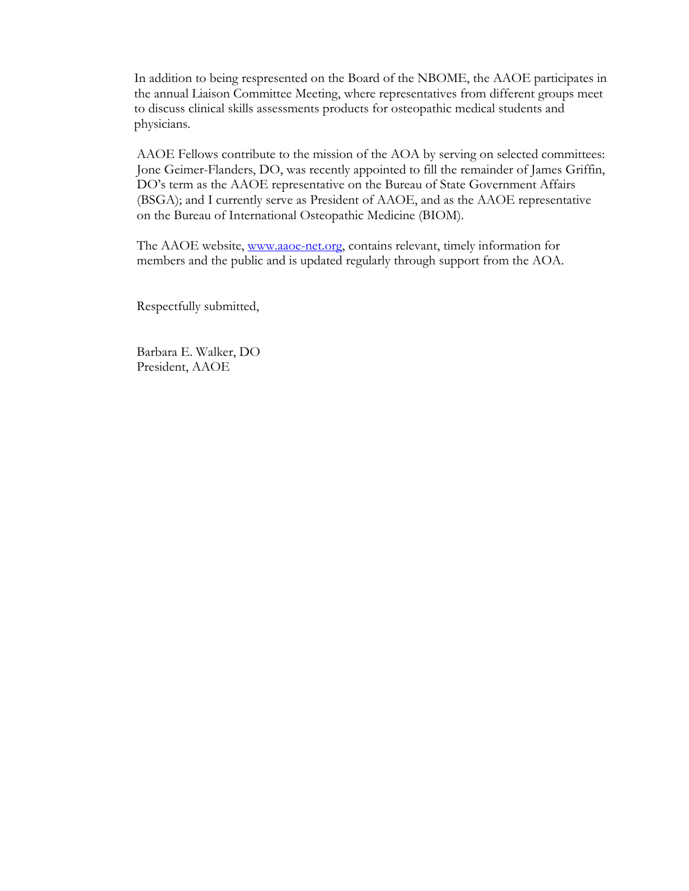In addition to being respresented on the Board of the NBOME, the AAOE participates in the annual Liaison Committee Meeting, where representatives from different groups meet to discuss clinical skills assessments products for osteopathic medical students and physicians.

AAOE Fellows contribute to the mission of the AOA by serving on selected committees: Jone Geimer-Flanders, DO, was recently appointed to fill the remainder of James Griffin, DO's term as the AAOE representative on the Bureau of State Government Affairs (BSGA); and I currently serve as President of AAOE, and as the AAOE representative on the Bureau of International Osteopathic Medicine (BIOM).

The AAOE website, [www.aaoe-net.org](http://www.aaoe-net.org), contains relevant, timely information for members and the public and is updated regularly through support from the AOA.

Respectfully submitted,

Barbara E. Walker, DO  
President, AAOE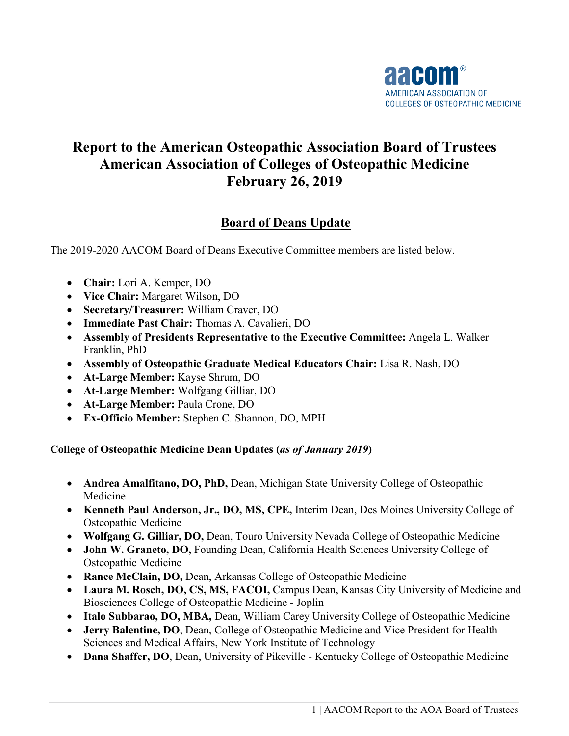# Report to the American Osteopathic Association Board of Trustees
# American Association of Colleges of Osteopathic Medicine
# February 26, 2019

## Board of Deans Update

The 2019-2020 AACOM Board of Deans Executive Committee members are listed below.

- **Chair:** Lori A. Kemper, DO
- **Vice Chair:** Margaret Wilson, DO
- **Secretary/Treasurer:** William Craver, DO
- **Immediate Past Chair:** Thomas A. Cavalieri, DO
- **Assembly of Presidents Representative to the Executive Committee:** Angela L. Walker Franklin, PhD
- **Assembly of Osteopathic Graduate Medical Educators Chair:** Lisa R. Nash, DO
- **At-Large Member:** Kayse Shrum, DO
- **At-Large Member:** Wolfgang Gilliar, DO
- **At-Large Member:** Paula Crone, DO
- **Ex-Officio Member:** Stephen C. Shannon, DO, MPH

**College of Osteopathic Medicine Dean Updates (*as of January 2019*)**

- **Andrea Amalfitano, DO, PhD,** Dean, Michigan State University College of Osteopathic Medicine
- **Kenneth Paul Anderson, Jr., DO, MS, CPE,** Interim Dean, Des Moines University College of Osteopathic Medicine
- **Wolfgang G. Gilliar, DO,** Dean, Touro University Nevada College of Osteopathic Medicine
- **John W. Graneto, DO,** Founding Dean, California Health Sciences University College of Osteopathic Medicine
- **Rance McClain, DO,** Dean, Arkansas College of Osteopathic Medicine
- **Laura M. Rosch, DO, CS, MS, FACOI,** Campus Dean, Kansas City University of Medicine and Biosciences College of Osteopathic Medicine - Joplin
- **Italo Subbarao, DO, MBA,** Dean, William Carey University College of Osteopathic Medicine
- **Jerry Balentine, DO**, Dean, College of Osteopathic Medicine and Vice President for Health Sciences and Medical Affairs, New York Institute of Technology
- **Dana Shaffer, DO**, Dean, University of Pikeville - Kentucky College of Osteopathic Medicine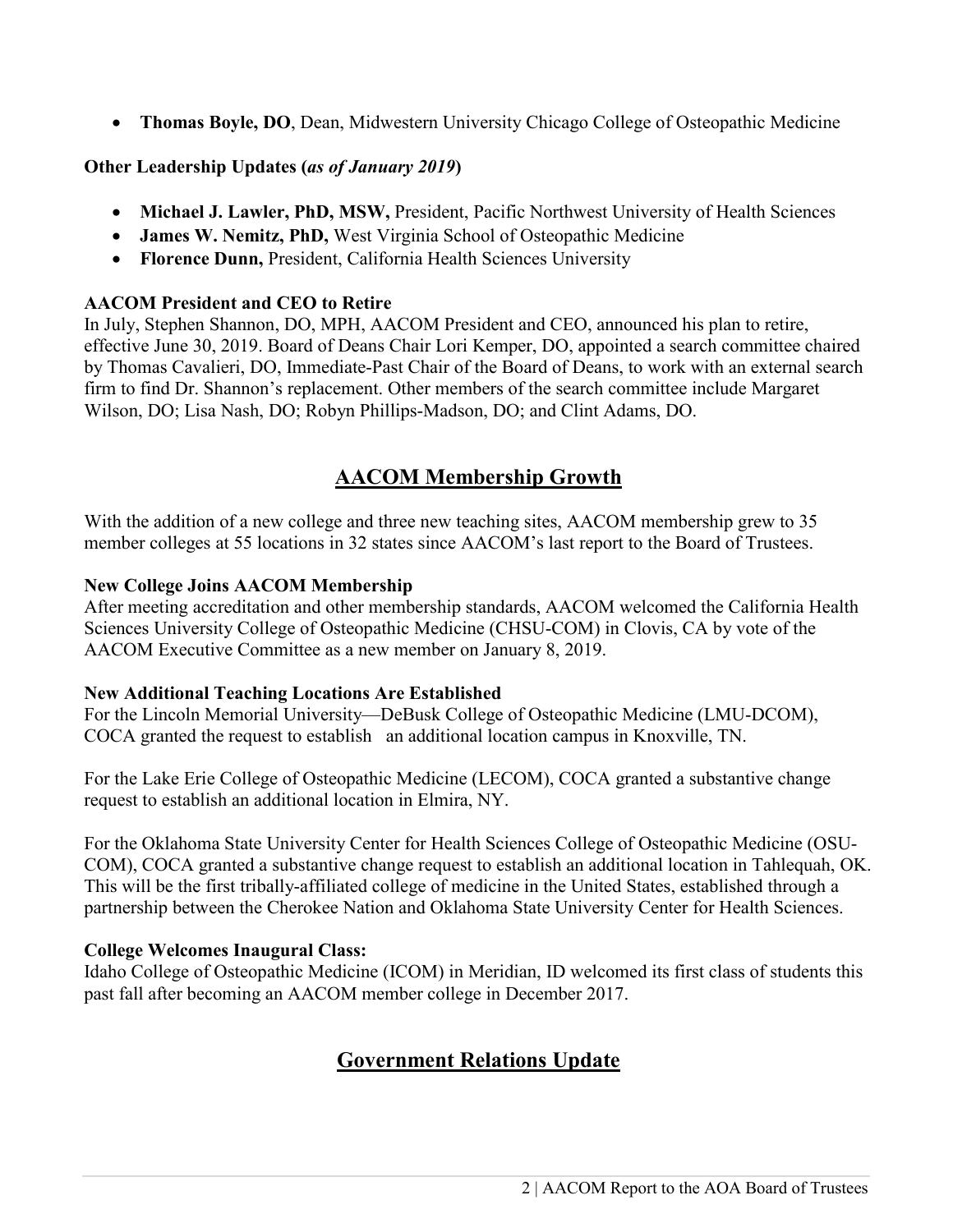- **Thomas Boyle, DO**, Dean, Midwestern University Chicago College of Osteopathic Medicine

**Other Leadership Updates (*as of January 2019*)**

- **Michael J. Lawler, PhD, MSW,** President, Pacific Northwest University of Health Sciences
- **James W. Nemitz, PhD,** West Virginia School of Osteopathic Medicine
- **Florence Dunn,** President, California Health Sciences University

**AACOM President and CEO to Retire**

In July, Stephen Shannon, DO, MPH, AACOM President and CEO, announced his plan to retire, effective June 30, 2019. Board of Deans Chair Lori Kemper, DO, appointed a search committee chaired by Thomas Cavalieri, DO, Immediate-Past Chair of the Board of Deans, to work with an external search firm to find Dr. Shannon's replacement. Other members of the search committee include Margaret Wilson, DO; Lisa Nash, DO; Robyn Phillips-Madson, DO; and Clint Adams, DO.

## AACOM Membership Growth

With the addition of a new college and three new teaching sites, AACOM membership grew to 35 member colleges at 55 locations in 32 states since AACOM's last report to the Board of Trustees.

**New College Joins AACOM Membership**

After meeting accreditation and other membership standards, AACOM welcomed the California Health Sciences University College of Osteopathic Medicine (CHSU-COM) in Clovis, CA by vote of the AACOM Executive Committee as a new member on January 8, 2019.

**New Additional Teaching Locations Are Established**

For the Lincoln Memorial University—DeBusk College of Osteopathic Medicine (LMU-DCOM), COCA granted the request to establish an additional location campus in Knoxville, TN.

For the Lake Erie College of Osteopathic Medicine (LECOM), COCA granted a substantive change request to establish an additional location in Elmira, NY.

For the Oklahoma State University Center for Health Sciences College of Osteopathic Medicine (OSU-COM), COCA granted a substantive change request to establish an additional location in Tahlequah, OK. This will be the first tribally-affiliated college of medicine in the United States, established through a partnership between the Cherokee Nation and Oklahoma State University Center for Health Sciences.

**College Welcomes Inaugural Class:**

Idaho College of Osteopathic Medicine (ICOM) in Meridian, ID welcomed its first class of students this past fall after becoming an AACOM member college in December 2017.

## Government Relations Update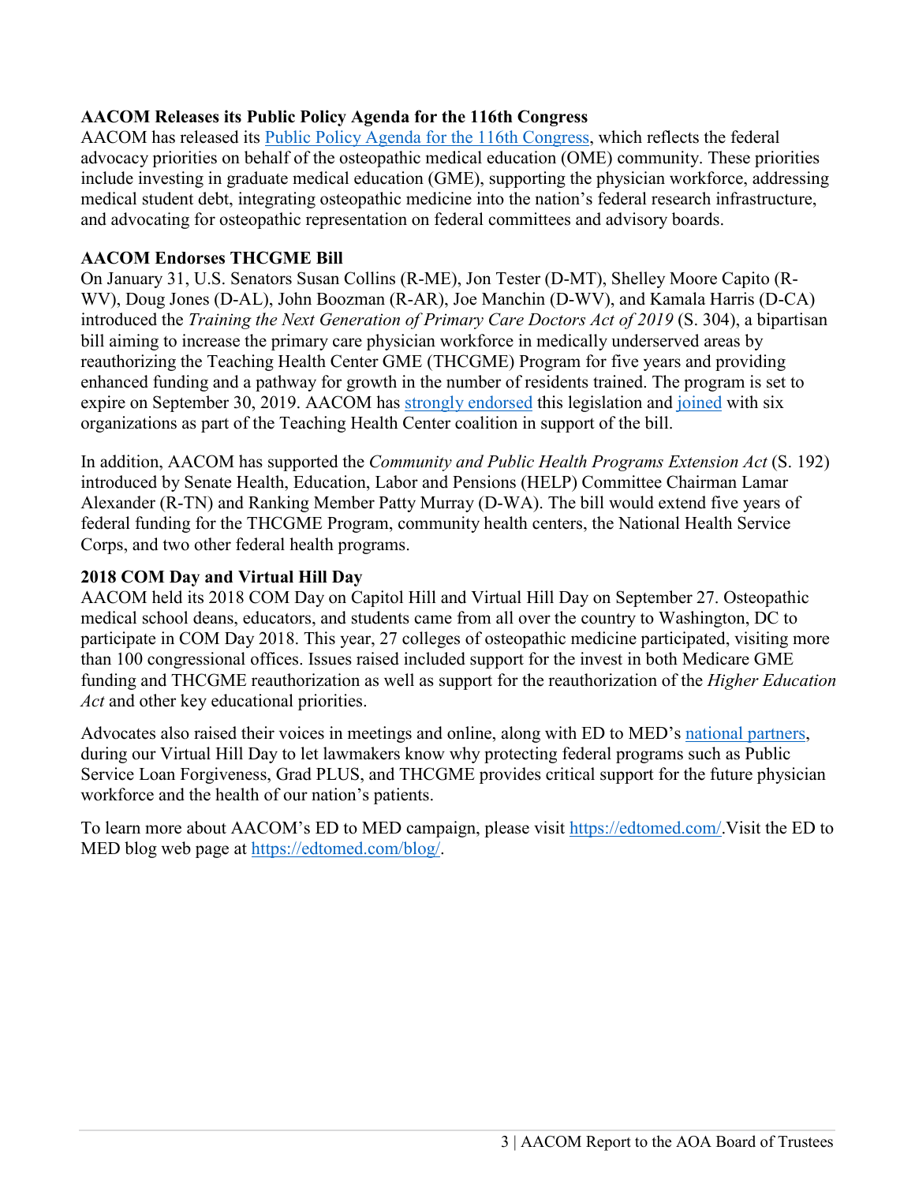**AACOM Releases its Public Policy Agenda for the 116th Congress**

AACOM has released its Public Policy Agenda for the 116th Congress, which reflects the federal advocacy priorities on behalf of the osteopathic medical education (OME) community. These priorities include investing in graduate medical education (GME), supporting the physician workforce, addressing medical student debt, integrating osteopathic medicine into the nation's federal research infrastructure, and advocating for osteopathic representation on federal committees and advisory boards.

**AACOM Endorses THCGME Bill**

On January 31, U.S. Senators Susan Collins (R-ME), Jon Tester (D-MT), Shelley Moore Capito (R-WV), Doug Jones (D-AL), John Boozman (R-AR), Joe Manchin (D-WV), and Kamala Harris (D-CA) introduced the *Training the Next Generation of Primary Care Doctors Act of 2019* (S. 304), a bipartisan bill aiming to increase the primary care physician workforce in medically underserved areas by reauthorizing the Teaching Health Center GME (THCGME) Program for five years and providing enhanced funding and a pathway for growth in the number of residents trained. The program is set to expire on September 30, 2019. AACOM has strongly endorsed this legislation and joined with six organizations as part of the Teaching Health Center coalition in support of the bill.

In addition, AACOM has supported the *Community and Public Health Programs Extension Act* (S. 192) introduced by Senate Health, Education, Labor and Pensions (HELP) Committee Chairman Lamar Alexander (R-TN) and Ranking Member Patty Murray (D-WA). The bill would extend five years of federal funding for the THCGME Program, community health centers, the National Health Service Corps, and two other federal health programs.

**2018 COM Day and Virtual Hill Day**

AACOM held its 2018 COM Day on Capitol Hill and Virtual Hill Day on September 27. Osteopathic medical school deans, educators, and students came from all over the country to Washington, DC to participate in COM Day 2018. This year, 27 colleges of osteopathic medicine participated, visiting more than 100 congressional offices. Issues raised included support for the invest in both Medicare GME funding and THCGME reauthorization as well as support for the reauthorization of the *Higher Education Act* and other key educational priorities.

Advocates also raised their voices in meetings and online, along with ED to MED's national partners, during our Virtual Hill Day to let lawmakers know why protecting federal programs such as Public Service Loan Forgiveness, Grad PLUS, and THCGME provides critical support for the future physician workforce and the health of our nation's patients.

To learn more about AACOM's ED to MED campaign, please visit https://edtomed.com/.Visit the ED to MED blog web page at https://edtomed.com/blog/.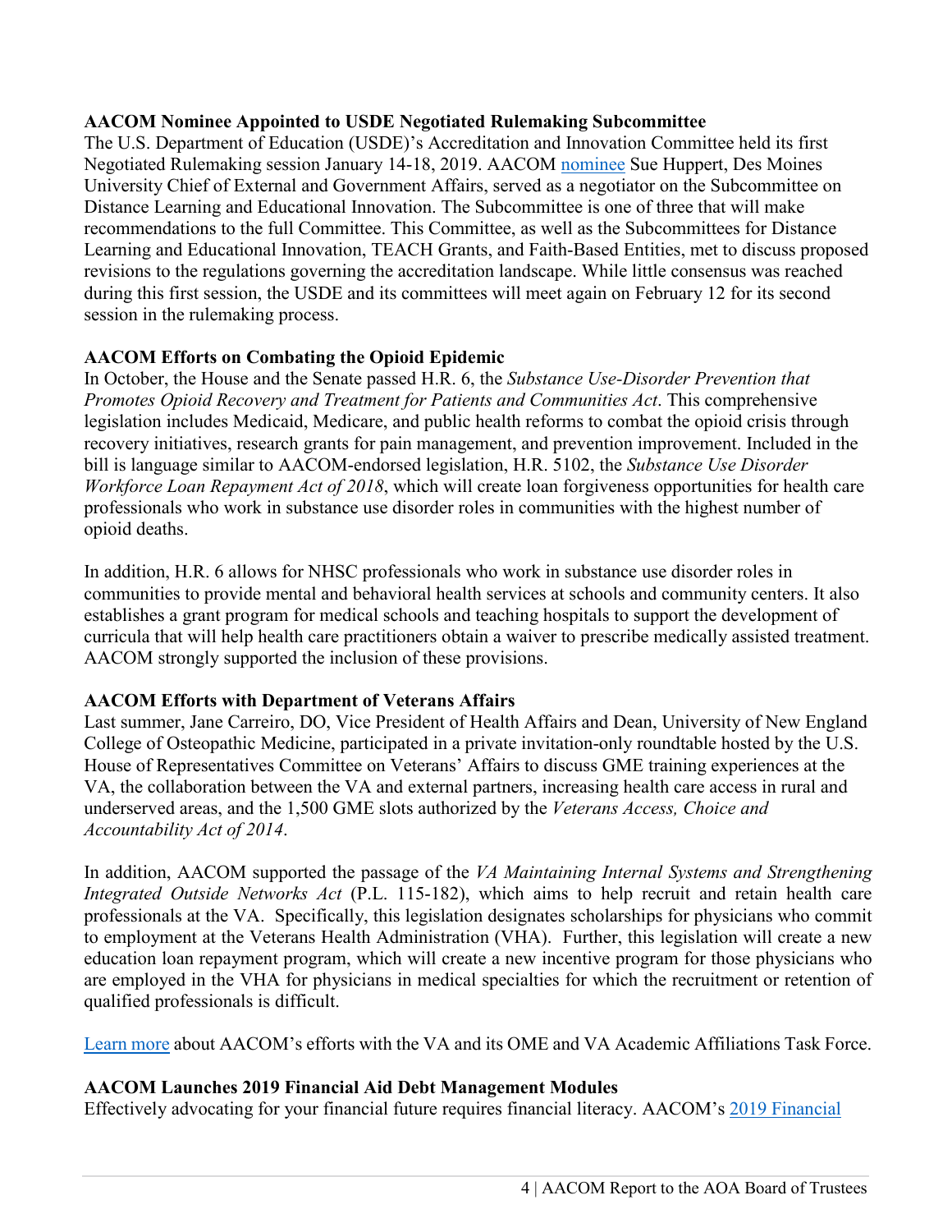**AACOM Nominee Appointed to USDE Negotiated Rulemaking Subcommittee**

The U.S. Department of Education (USDE)'s Accreditation and Innovation Committee held its first Negotiated Rulemaking session January 14-18, 2019. AACOM nominee Sue Huppert, Des Moines University Chief of External and Government Affairs, served as a negotiator on the Subcommittee on Distance Learning and Educational Innovation. The Subcommittee is one of three that will make recommendations to the full Committee. This Committee, as well as the Subcommittees for Distance Learning and Educational Innovation, TEACH Grants, and Faith-Based Entities, met to discuss proposed revisions to the regulations governing the accreditation landscape. While little consensus was reached during this first session, the USDE and its committees will meet again on February 12 for its second session in the rulemaking process.

**AACOM Efforts on Combating the Opioid Epidemic**

In October, the House and the Senate passed H.R. 6, the *Substance Use-Disorder Prevention that Promotes Opioid Recovery and Treatment for Patients and Communities Act*. This comprehensive legislation includes Medicaid, Medicare, and public health reforms to combat the opioid crisis through recovery initiatives, research grants for pain management, and prevention improvement. Included in the bill is language similar to AACOM-endorsed legislation, H.R. 5102, the *Substance Use Disorder Workforce Loan Repayment Act of 2018*, which will create loan forgiveness opportunities for health care professionals who work in substance use disorder roles in communities with the highest number of opioid deaths.

In addition, H.R. 6 allows for NHSC professionals who work in substance use disorder roles in communities to provide mental and behavioral health services at schools and community centers. It also establishes a grant program for medical schools and teaching hospitals to support the development of curricula that will help health care practitioners obtain a waiver to prescribe medically assisted treatment. AACOM strongly supported the inclusion of these provisions.

**AACOM Efforts with Department of Veterans Affairs**

Last summer, Jane Carreiro, DO, Vice President of Health Affairs and Dean, University of New England College of Osteopathic Medicine, participated in a private invitation-only roundtable hosted by the U.S. House of Representatives Committee on Veterans' Affairs to discuss GME training experiences at the VA, the collaboration between the VA and external partners, increasing health care access in rural and underserved areas, and the 1,500 GME slots authorized by the *Veterans Access, Choice and Accountability Act of 2014*.

In addition, AACOM supported the passage of the *VA Maintaining Internal Systems and Strengthening Integrated Outside Networks Act* (P.L. 115-182), which aims to help recruit and retain health care professionals at the VA. Specifically, this legislation designates scholarships for physicians who commit to employment at the Veterans Health Administration (VHA). Further, this legislation will create a new education loan repayment program, which will create a new incentive program for those physicians who are employed in the VHA for physicians in medical specialties for which the recruitment or retention of qualified professionals is difficult.

Learn more about AACOM's efforts with the VA and its OME and VA Academic Affiliations Task Force.

**AACOM Launches 2019 Financial Aid Debt Management Modules**

Effectively advocating for your financial future requires financial literacy. AACOM's 2019 Financial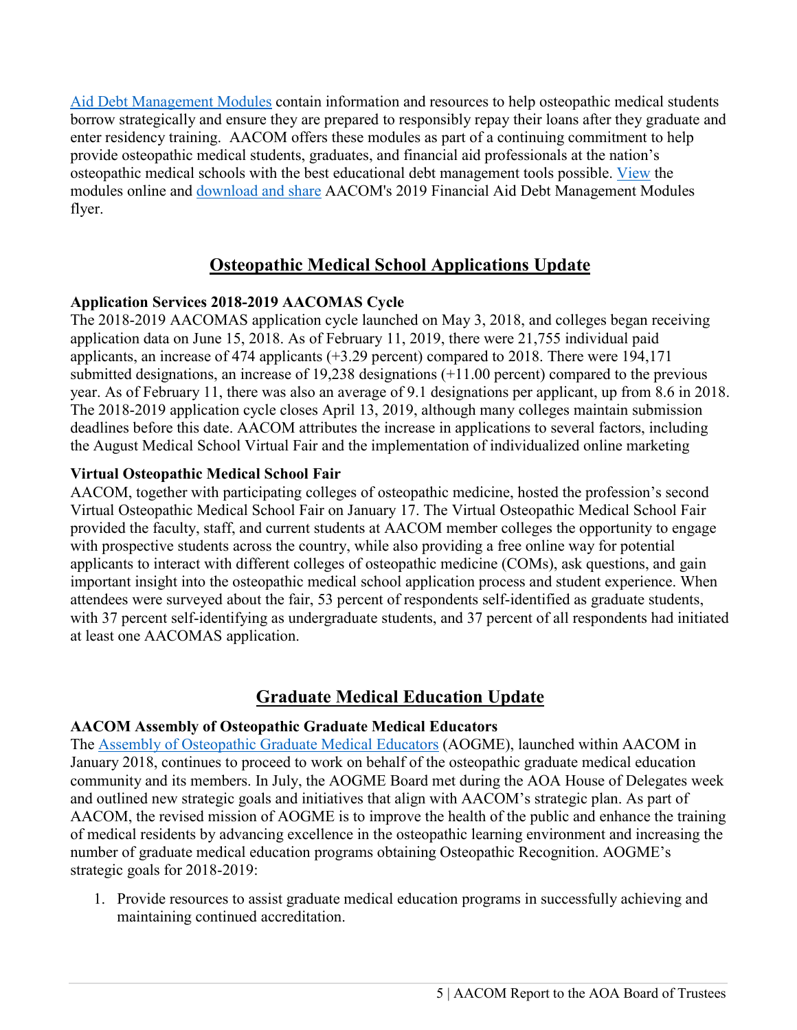Aid Debt Management Modules contain information and resources to help osteopathic medical students borrow strategically and ensure they are prepared to responsibly repay their loans after they graduate and enter residency training. AACOM offers these modules as part of a continuing commitment to help provide osteopathic medical students, graduates, and financial aid professionals at the nation's osteopathic medical schools with the best educational debt management tools possible. View the modules online and download and share AACOM's 2019 Financial Aid Debt Management Modules flyer.

## Osteopathic Medical School Applications Update

**Application Services 2018-2019 AACOMAS Cycle**

The 2018-2019 AACOMAS application cycle launched on May 3, 2018, and colleges began receiving application data on June 15, 2018. As of February 11, 2019, there were 21,755 individual paid applicants, an increase of 474 applicants (+3.29 percent) compared to 2018. There were 194,171 submitted designations, an increase of 19,238 designations (+11.00 percent) compared to the previous year. As of February 11, there was also an average of 9.1 designations per applicant, up from 8.6 in 2018. The 2018-2019 application cycle closes April 13, 2019, although many colleges maintain submission deadlines before this date. AACOM attributes the increase in applications to several factors, including the August Medical School Virtual Fair and the implementation of individualized online marketing

**Virtual Osteopathic Medical School Fair**

AACOM, together with participating colleges of osteopathic medicine, hosted the profession's second Virtual Osteopathic Medical School Fair on January 17. The Virtual Osteopathic Medical School Fair provided the faculty, staff, and current students at AACOM member colleges the opportunity to engage with prospective students across the country, while also providing a free online way for potential applicants to interact with different colleges of osteopathic medicine (COMs), ask questions, and gain important insight into the osteopathic medical school application process and student experience. When attendees were surveyed about the fair, 53 percent of respondents self-identified as graduate students, with 37 percent self-identifying as undergraduate students, and 37 percent of all respondents had initiated at least one AACOMAS application.

## Graduate Medical Education Update

**AACOM Assembly of Osteopathic Graduate Medical Educators**

The Assembly of Osteopathic Graduate Medical Educators (AOGME), launched within AACOM in January 2018, continues to proceed to work on behalf of the osteopathic graduate medical education community and its members. In July, the AOGME Board met during the AOA House of Delegates week and outlined new strategic goals and initiatives that align with AACOM's strategic plan. As part of AACOM, the revised mission of AOGME is to improve the health of the public and enhance the training of medical residents by advancing excellence in the osteopathic learning environment and increasing the number of graduate medical education programs obtaining Osteopathic Recognition. AOGME's strategic goals for 2018-2019:

1. Provide resources to assist graduate medical education programs in successfully achieving and maintaining continued accreditation.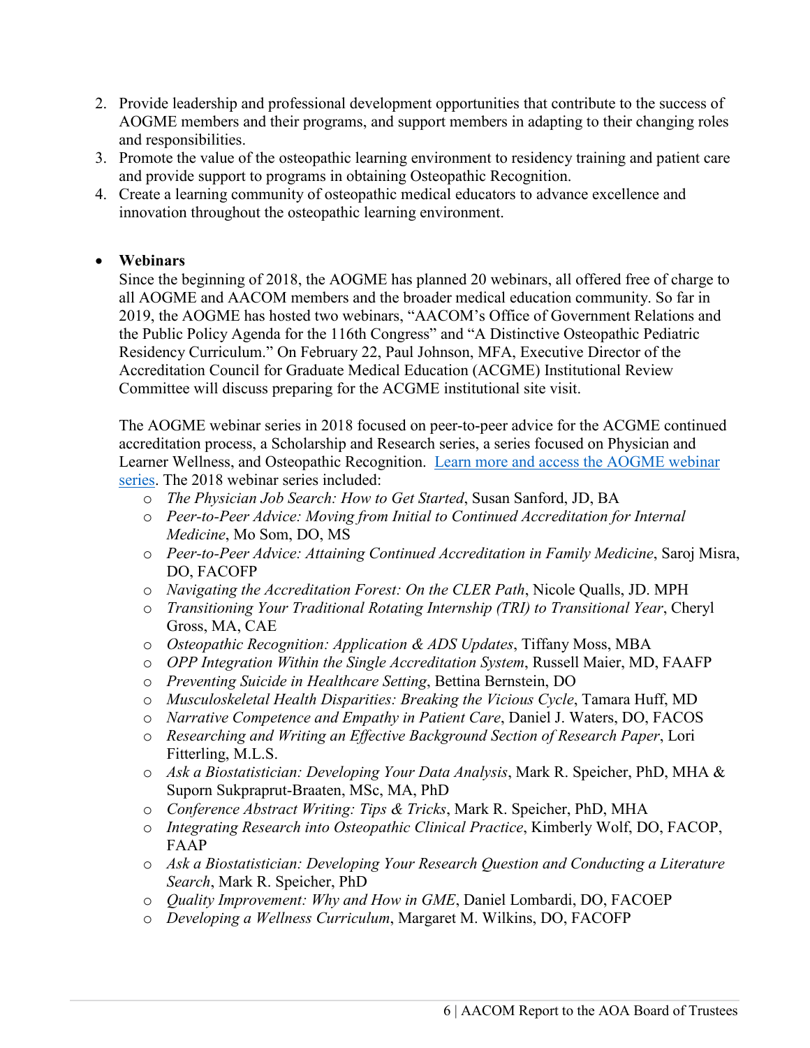2. Provide leadership and professional development opportunities that contribute to the success of AOGME members and their programs, and support members in adapting to their changing roles and responsibilities.
3. Promote the value of the osteopathic learning environment to residency training and patient care and provide support to programs in obtaining Osteopathic Recognition.
4. Create a learning community of osteopathic medical educators to advance excellence and innovation throughout the osteopathic learning environment.

- **Webinars**

  Since the beginning of 2018, the AOGME has planned 20 webinars, all offered free of charge to all AOGME and AACOM members and the broader medical education community. So far in 2019, the AOGME has hosted two webinars, "AACOM's Office of Government Relations and the Public Policy Agenda for the 116th Congress" and "A Distinctive Osteopathic Pediatric Residency Curriculum." On February 22, Paul Johnson, MFA, Executive Director of the Accreditation Council for Graduate Medical Education (ACGME) Institutional Review Committee will discuss preparing for the ACGME institutional site visit.

  The AOGME webinar series in 2018 focused on peer-to-peer advice for the ACGME continued accreditation process, a Scholarship and Research series, a series focused on Physician and Learner Wellness, and Osteopathic Recognition. Learn more and access the AOGME webinar series. The 2018 webinar series included:
  - *The Physician Job Search: How to Get Started*, Susan Sanford, JD, BA
  - *Peer-to-Peer Advice: Moving from Initial to Continued Accreditation for Internal Medicine*, Mo Som, DO, MS
  - *Peer-to-Peer Advice: Attaining Continued Accreditation in Family Medicine*, Saroj Misra, DO, FACOFP
  - *Navigating the Accreditation Forest: On the CLER Path*, Nicole Qualls, JD. MPH
  - *Transitioning Your Traditional Rotating Internship (TRI) to Transitional Year*, Cheryl Gross, MA, CAE
  - *Osteopathic Recognition: Application & ADS Updates*, Tiffany Moss, MBA
  - *OPP Integration Within the Single Accreditation System*, Russell Maier, MD, FAAFP
  - *Preventing Suicide in Healthcare Setting*, Bettina Bernstein, DO
  - *Musculoskeletal Health Disparities: Breaking the Vicious Cycle*, Tamara Huff, MD
  - *Narrative Competence and Empathy in Patient Care*, Daniel J. Waters, DO, FACOS
  - *Researching and Writing an Effective Background Section of Research Paper*, Lori Fitterling, M.L.S.
  - *Ask a Biostatistician: Developing Your Data Analysis*, Mark R. Speicher, PhD, MHA & Suporn Sukpraprut-Braaten, MSc, MA, PhD
  - *Conference Abstract Writing: Tips & Tricks*, Mark R. Speicher, PhD, MHA
  - *Integrating Research into Osteopathic Clinical Practice*, Kimberly Wolf, DO, FACOP, FAAP
  - *Ask a Biostatistician: Developing Your Research Question and Conducting a Literature Search*, Mark R. Speicher, PhD
  - *Quality Improvement: Why and How in GME*, Daniel Lombardi, DO, FACOEP
  - *Developing a Wellness Curriculum*, Margaret M. Wilkins, DO, FACOFP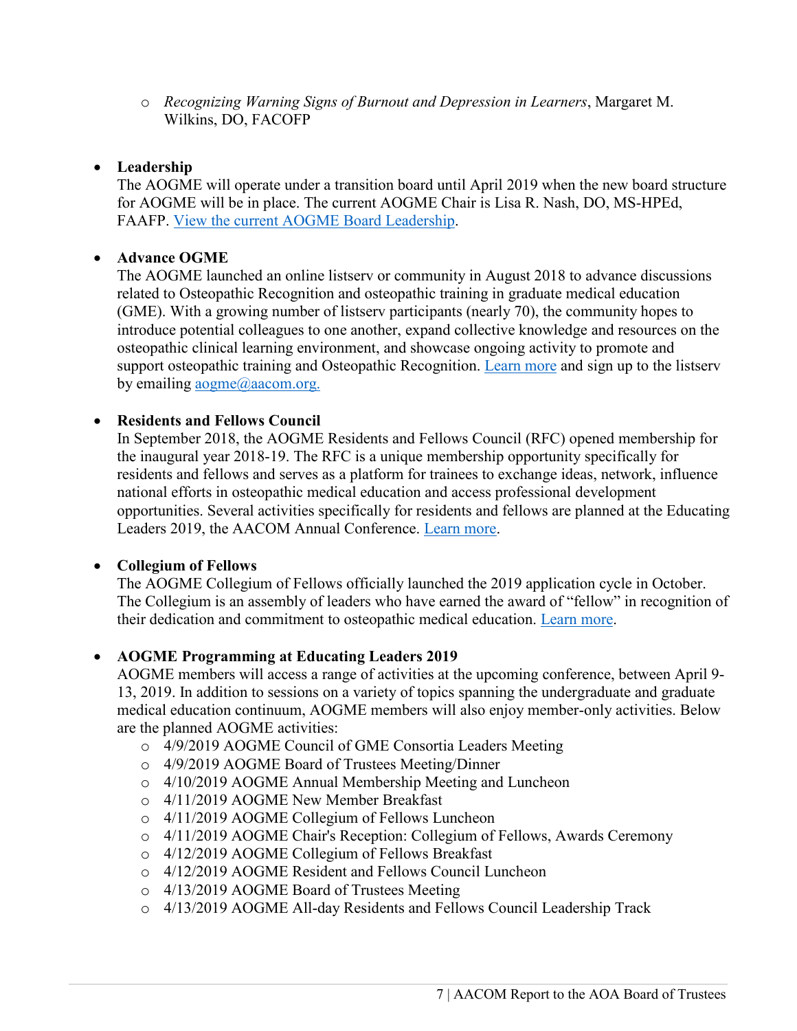- *Recognizing Warning Signs of Burnout and Depression in Learners*, Margaret M. Wilkins, DO, FACOFP

- **Leadership**
  The AOGME will operate under a transition board until April 2019 when the new board structure for AOGME will be in place. The current AOGME Chair is Lisa R. Nash, DO, MS-HPEd, FAAFP. View the current AOGME Board Leadership.

- **Advance OGME**
  The AOGME launched an online listserv or community in August 2018 to advance discussions related to Osteopathic Recognition and osteopathic training in graduate medical education (GME). With a growing number of listserv participants (nearly 70), the community hopes to introduce potential colleagues to one another, expand collective knowledge and resources on the osteopathic clinical learning environment, and showcase ongoing activity to promote and support osteopathic training and Osteopathic Recognition. Learn more and sign up to the listserv by emailing aogme@aacom.org.

- **Residents and Fellows Council**
  In September 2018, the AOGME Residents and Fellows Council (RFC) opened membership for the inaugural year 2018-19. The RFC is a unique membership opportunity specifically for residents and fellows and serves as a platform for trainees to exchange ideas, network, influence national efforts in osteopathic medical education and access professional development opportunities. Several activities specifically for residents and fellows are planned at the Educating Leaders 2019, the AACOM Annual Conference. Learn more.

- **Collegium of Fellows**
  The AOGME Collegium of Fellows officially launched the 2019 application cycle in October. The Collegium is an assembly of leaders who have earned the award of "fellow" in recognition of their dedication and commitment to osteopathic medical education. Learn more.

- **AOGME Programming at Educating Leaders 2019**
  AOGME members will access a range of activities at the upcoming conference, between April 9-13, 2019. In addition to sessions on a variety of topics spanning the undergraduate and graduate medical education continuum, AOGME members will also enjoy member-only activities. Below are the planned AOGME activities:
  - 4/9/2019 AOGME Council of GME Consortia Leaders Meeting
  - 4/9/2019 AOGME Board of Trustees Meeting/Dinner
  - 4/10/2019 AOGME Annual Membership Meeting and Luncheon
  - 4/11/2019 AOGME New Member Breakfast
  - 4/11/2019 AOGME Collegium of Fellows Luncheon
  - 4/11/2019 AOGME Chair's Reception: Collegium of Fellows, Awards Ceremony
  - 4/12/2019 AOGME Collegium of Fellows Breakfast
  - 4/12/2019 AOGME Resident and Fellows Council Luncheon
  - 4/13/2019 AOGME Board of Trustees Meeting
  - 4/13/2019 AOGME All-day Residents and Fellows Council Leadership Track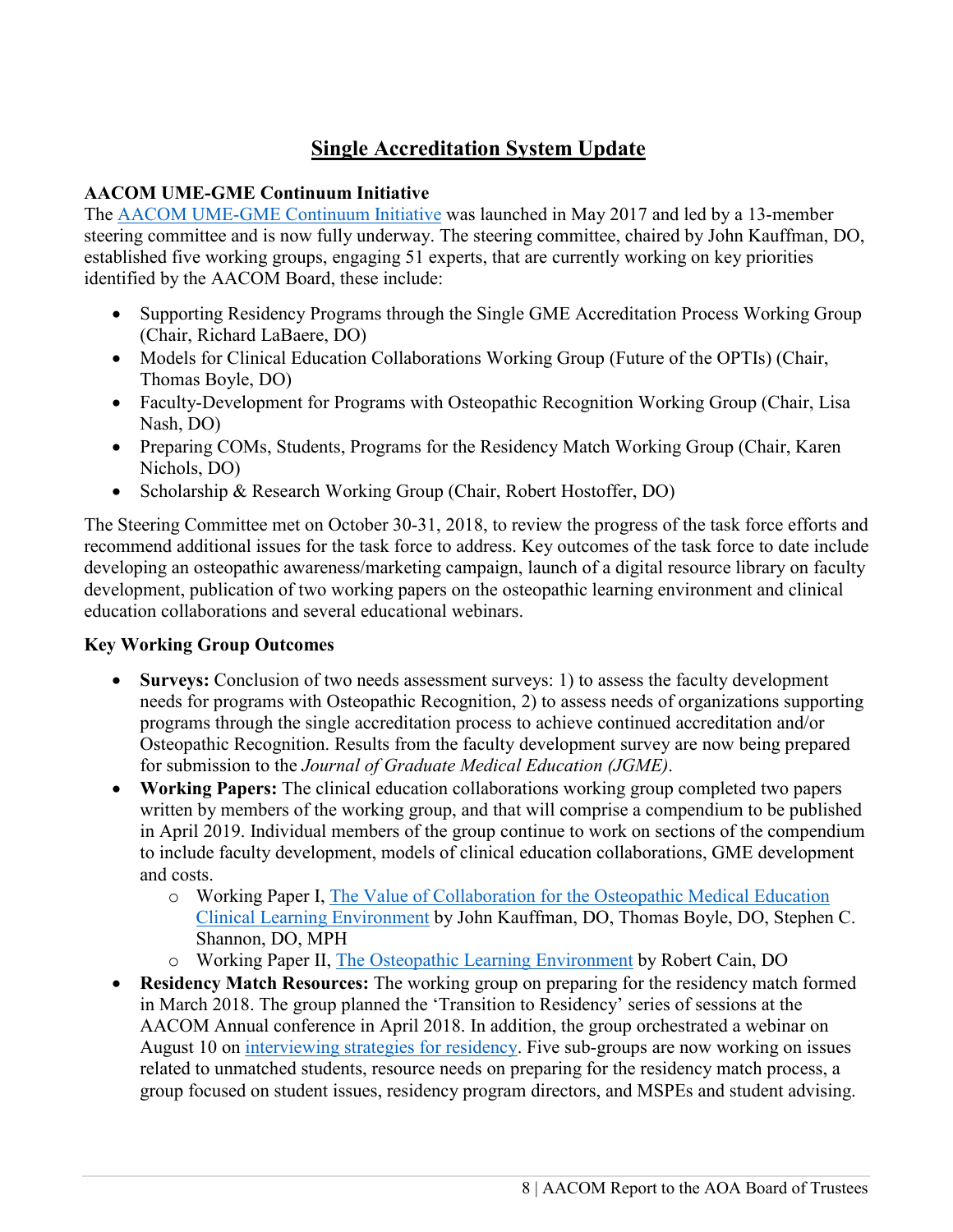# Single Accreditation System Update

**AACOM UME-GME Continuum Initiative**

The AACOM UME-GME Continuum Initiative was launched in May 2017 and led by a 13-member steering committee and is now fully underway. The steering committee, chaired by John Kauffman, DO, established five working groups, engaging 51 experts, that are currently working on key priorities identified by the AACOM Board, these include:

- Supporting Residency Programs through the Single GME Accreditation Process Working Group (Chair, Richard LaBaere, DO)
- Models for Clinical Education Collaborations Working Group (Future of the OPTIs) (Chair, Thomas Boyle, DO)
- Faculty-Development for Programs with Osteopathic Recognition Working Group (Chair, Lisa Nash, DO)
- Preparing COMs, Students, Programs for the Residency Match Working Group (Chair, Karen Nichols, DO)
- Scholarship & Research Working Group (Chair, Robert Hostoffer, DO)

The Steering Committee met on October 30-31, 2018, to review the progress of the task force efforts and recommend additional issues for the task force to address. Key outcomes of the task force to date include developing an osteopathic awareness/marketing campaign, launch of a digital resource library on faculty development, publication of two working papers on the osteopathic learning environment and clinical education collaborations and several educational webinars.

**Key Working Group Outcomes**

- **Surveys:** Conclusion of two needs assessment surveys: 1) to assess the faculty development needs for programs with Osteopathic Recognition, 2) to assess needs of organizations supporting programs through the single accreditation process to achieve continued accreditation and/or Osteopathic Recognition. Results from the faculty development survey are now being prepared for submission to the *Journal of Graduate Medical Education (JGME)*.
- **Working Papers:** The clinical education collaborations working group completed two papers written by members of the working group, and that will comprise a compendium to be published in April 2019. Individual members of the group continue to work on sections of the compendium to include faculty development, models of clinical education collaborations, GME development and costs.
    - Working Paper I, The Value of Collaboration for the Osteopathic Medical Education Clinical Learning Environment by John Kauffman, DO, Thomas Boyle, DO, Stephen C. Shannon, DO, MPH
    - Working Paper II, The Osteopathic Learning Environment by Robert Cain, DO
- **Residency Match Resources:** The working group on preparing for the residency match formed in March 2018. The group planned the 'Transition to Residency' series of sessions at the AACOM Annual conference in April 2018. In addition, the group orchestrated a webinar on August 10 on interviewing strategies for residency. Five sub-groups are now working on issues related to unmatched students, resource needs on preparing for the residency match process, a group focused on student issues, residency program directors, and MSPEs and student advising.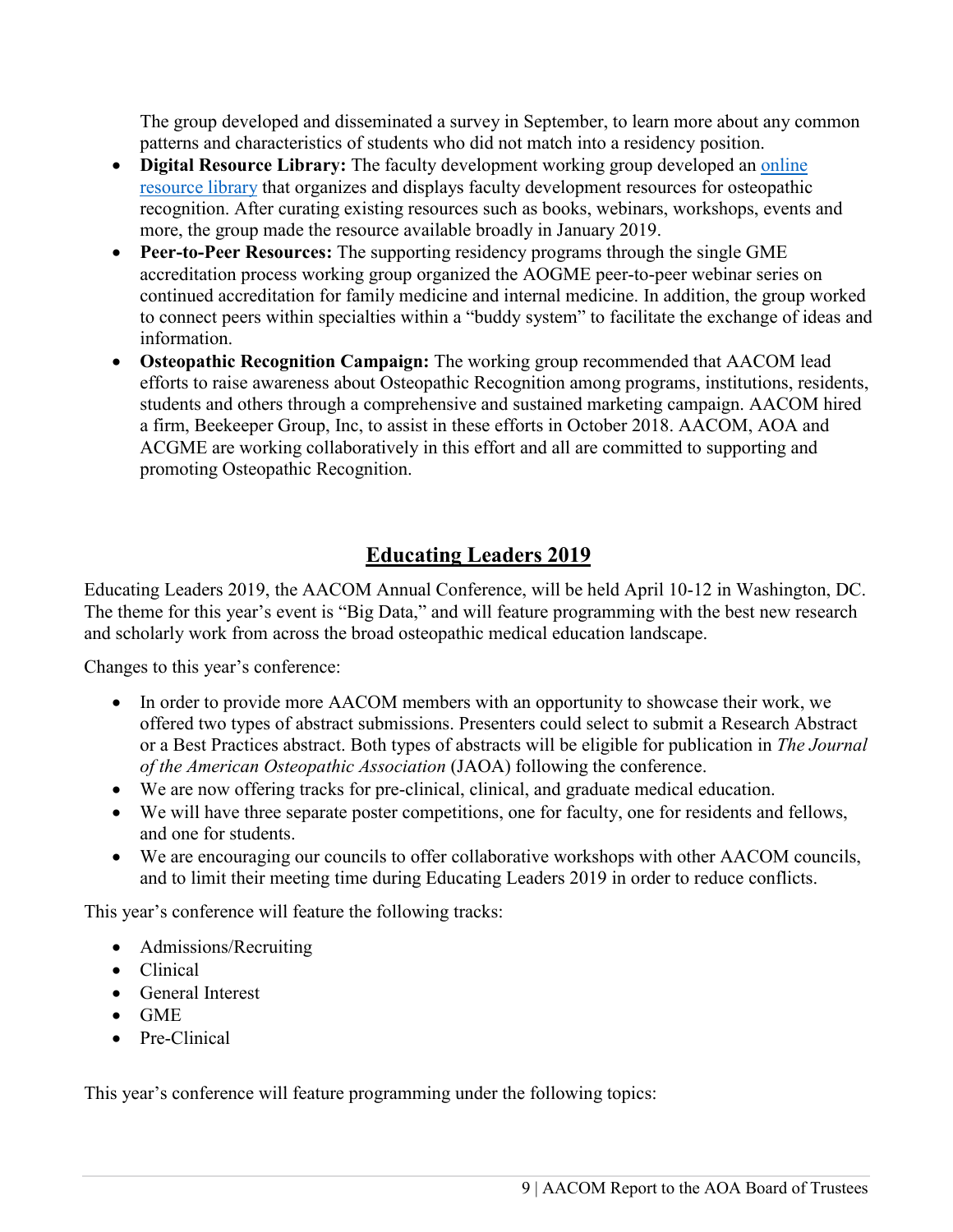The group developed and disseminated a survey in September, to learn more about any common patterns and characteristics of students who did not match into a residency position.

- **Digital Resource Library:** The faculty development working group developed an [online resource library](#) that organizes and displays faculty development resources for osteopathic recognition. After curating existing resources such as books, webinars, workshops, events and more, the group made the resource available broadly in January 2019.
- **Peer-to-Peer Resources:** The supporting residency programs through the single GME accreditation process working group organized the AOGME peer-to-peer webinar series on continued accreditation for family medicine and internal medicine. In addition, the group worked to connect peers within specialties within a "buddy system" to facilitate the exchange of ideas and information.
- **Osteopathic Recognition Campaign:** The working group recommended that AACOM lead efforts to raise awareness about Osteopathic Recognition among programs, institutions, residents, students and others through a comprehensive and sustained marketing campaign. AACOM hired a firm, Beekeeper Group, Inc, to assist in these efforts in October 2018. AACOM, AOA and ACGME are working collaboratively in this effort and all are committed to supporting and promoting Osteopathic Recognition.

## Educating Leaders 2019

Educating Leaders 2019, the AACOM Annual Conference, will be held April 10-12 in Washington, DC. The theme for this year's event is "Big Data," and will feature programming with the best new research and scholarly work from across the broad osteopathic medical education landscape.

Changes to this year's conference:

- In order to provide more AACOM members with an opportunity to showcase their work, we offered two types of abstract submissions. Presenters could select to submit a Research Abstract or a Best Practices abstract. Both types of abstracts will be eligible for publication in *The Journal of the American Osteopathic Association* (JAOA) following the conference.
- We are now offering tracks for pre-clinical, clinical, and graduate medical education.
- We will have three separate poster competitions, one for faculty, one for residents and fellows, and one for students.
- We are encouraging our councils to offer collaborative workshops with other AACOM councils, and to limit their meeting time during Educating Leaders 2019 in order to reduce conflicts.

This year's conference will feature the following tracks:

- Admissions/Recruiting
- Clinical
- General Interest
- GME
- Pre-Clinical

This year's conference will feature programming under the following topics: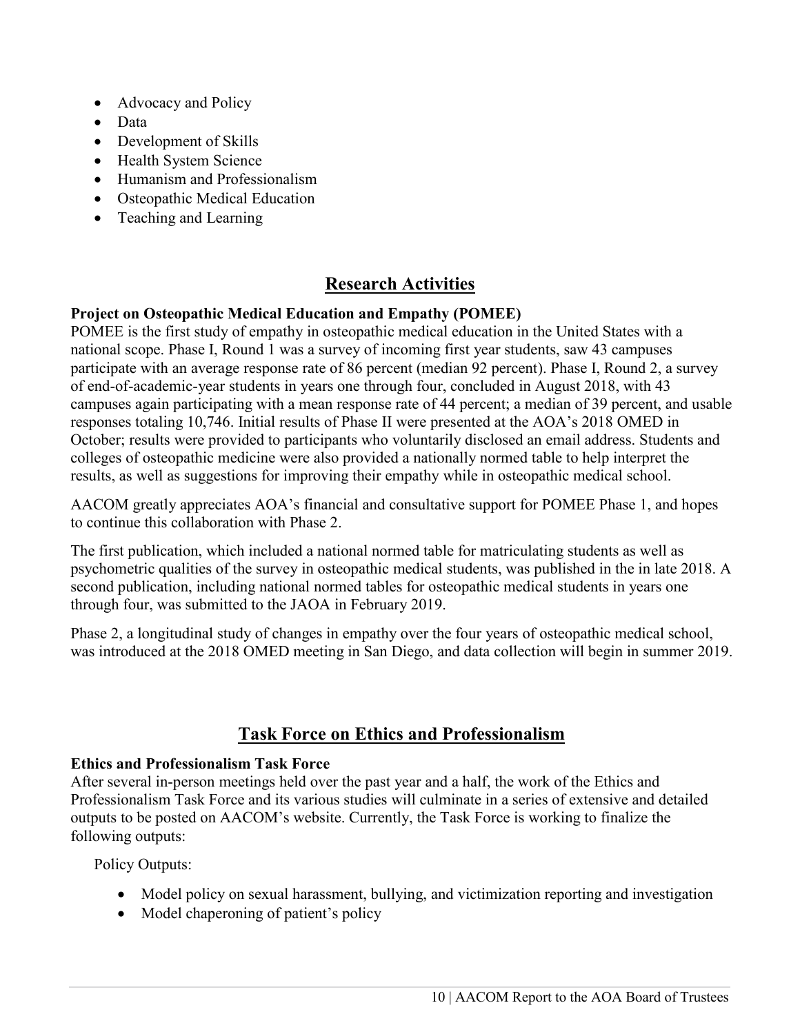- Advocacy and Policy
- Data
- Development of Skills
- Health System Science
- Humanism and Professionalism
- Osteopathic Medical Education
- Teaching and Learning

## Research Activities

**Project on Osteopathic Medical Education and Empathy (POMEE)**

POMEE is the first study of empathy in osteopathic medical education in the United States with a national scope. Phase I, Round 1 was a survey of incoming first year students, saw 43 campuses participate with an average response rate of 86 percent (median 92 percent). Phase I, Round 2, a survey of end-of-academic-year students in years one through four, concluded in August 2018, with 43 campuses again participating with a mean response rate of 44 percent; a median of 39 percent, and usable responses totaling 10,746. Initial results of Phase II were presented at the AOA's 2018 OMED in October; results were provided to participants who voluntarily disclosed an email address. Students and colleges of osteopathic medicine were also provided a nationally normed table to help interpret the results, as well as suggestions for improving their empathy while in osteopathic medical school.

AACOM greatly appreciates AOA's financial and consultative support for POMEE Phase 1, and hopes to continue this collaboration with Phase 2.

The first publication, which included a national normed table for matriculating students as well as psychometric qualities of the survey in osteopathic medical students, was published in the in late 2018. A second publication, including national normed tables for osteopathic medical students in years one through four, was submitted to the JAOA in February 2019.

Phase 2, a longitudinal study of changes in empathy over the four years of osteopathic medical school, was introduced at the 2018 OMED meeting in San Diego, and data collection will begin in summer 2019.

## Task Force on Ethics and Professionalism

**Ethics and Professionalism Task Force**

After several in-person meetings held over the past year and a half, the work of the Ethics and Professionalism Task Force and its various studies will culminate in a series of extensive and detailed outputs to be posted on AACOM's website. Currently, the Task Force is working to finalize the following outputs:

Policy Outputs:

- Model policy on sexual harassment, bullying, and victimization reporting and investigation
- Model chaperoning of patient's policy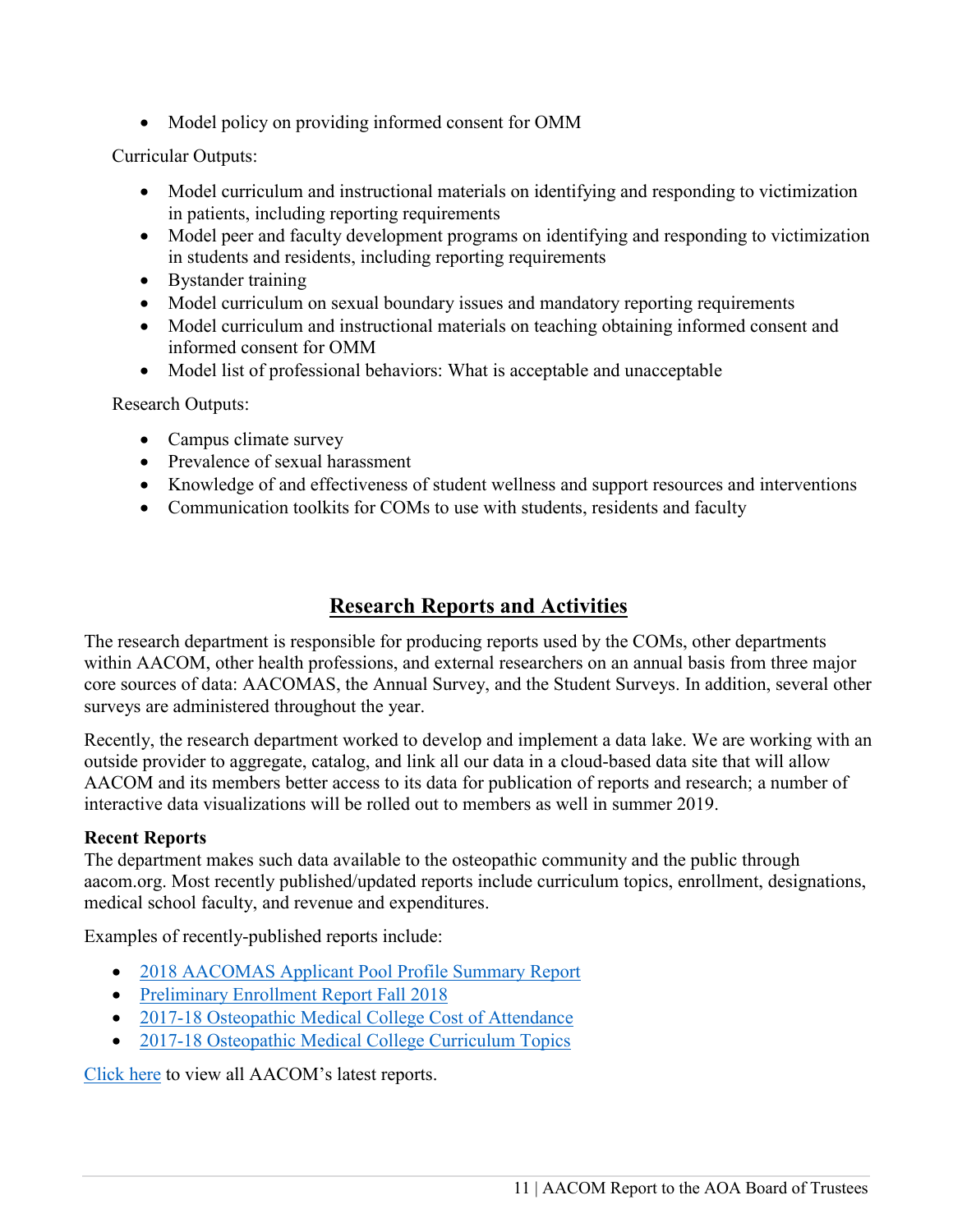- Model policy on providing informed consent for OMM

Curricular Outputs:

- Model curriculum and instructional materials on identifying and responding to victimization in patients, including reporting requirements
- Model peer and faculty development programs on identifying and responding to victimization in students and residents, including reporting requirements
- Bystander training
- Model curriculum on sexual boundary issues and mandatory reporting requirements
- Model curriculum and instructional materials on teaching obtaining informed consent and informed consent for OMM
- Model list of professional behaviors: What is acceptable and unacceptable

Research Outputs:

- Campus climate survey
- Prevalence of sexual harassment
- Knowledge of and effectiveness of student wellness and support resources and interventions
- Communication toolkits for COMs to use with students, residents and faculty

## Research Reports and Activities

The research department is responsible for producing reports used by the COMs, other departments within AACOM, other health professions, and external researchers on an annual basis from three major core sources of data: AACOMAS, the Annual Survey, and the Student Surveys. In addition, several other surveys are administered throughout the year.

Recently, the research department worked to develop and implement a data lake. We are working with an outside provider to aggregate, catalog, and link all our data in a cloud-based data site that will allow AACOM and its members better access to its data for publication of reports and research; a number of interactive data visualizations will be rolled out to members as well in summer 2019.

**Recent Reports**

The department makes such data available to the osteopathic community and the public through aacom.org. Most recently published/updated reports include curriculum topics, enrollment, designations, medical school faculty, and revenue and expenditures.

Examples of recently-published reports include:

- 2018 AACOMAS Applicant Pool Profile Summary Report
- Preliminary Enrollment Report Fall 2018
- 2017-18 Osteopathic Medical College Cost of Attendance
- 2017-18 Osteopathic Medical College Curriculum Topics

Click here to view all AACOM's latest reports.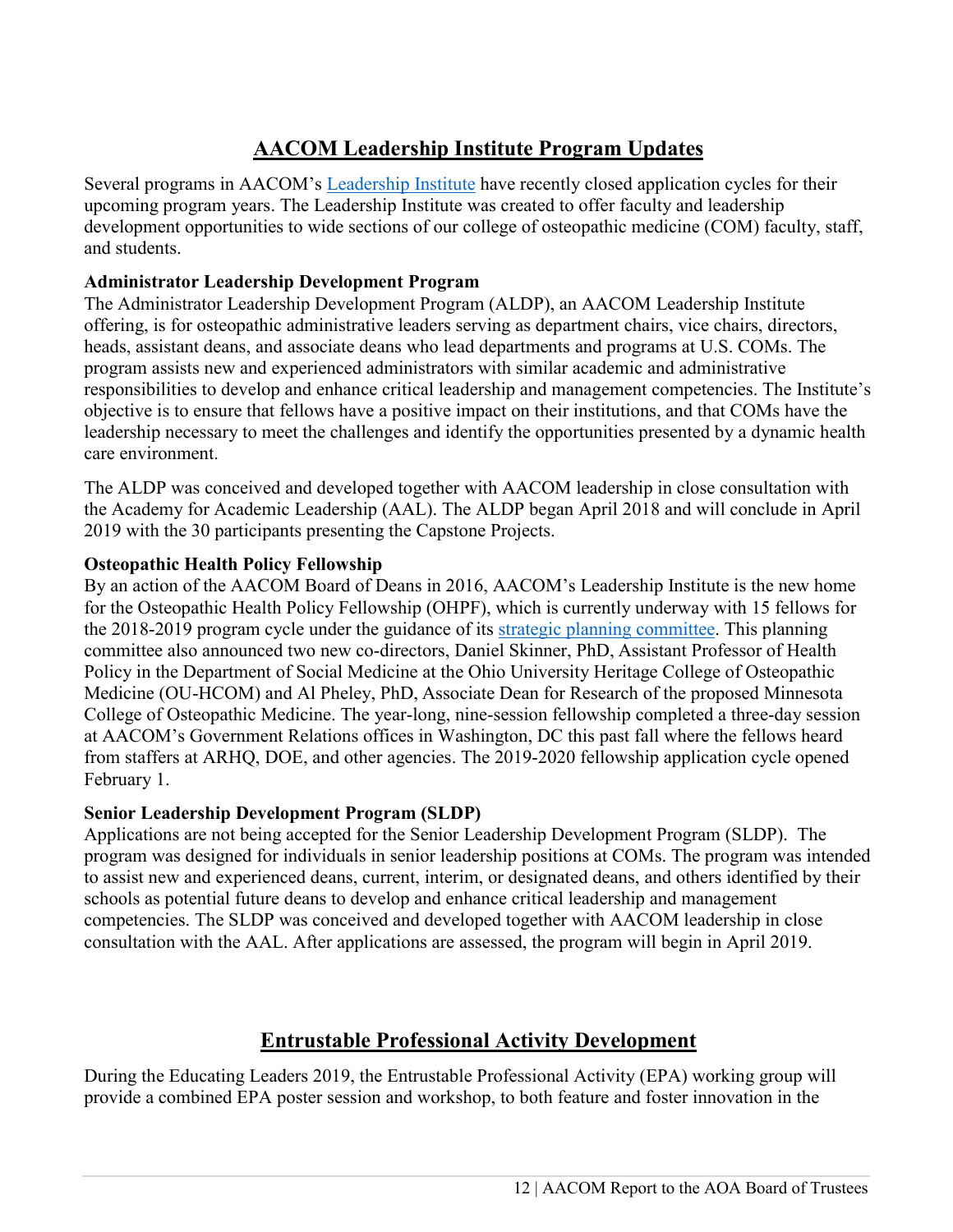## AACOM Leadership Institute Program Updates

Several programs in AACOM's Leadership Institute have recently closed application cycles for their upcoming program years. The Leadership Institute was created to offer faculty and leadership development opportunities to wide sections of our college of osteopathic medicine (COM) faculty, staff, and students.

**Administrator Leadership Development Program**
The Administrator Leadership Development Program (ALDP), an AACOM Leadership Institute offering, is for osteopathic administrative leaders serving as department chairs, vice chairs, directors, heads, assistant deans, and associate deans who lead departments and programs at U.S. COMs. The program assists new and experienced administrators with similar academic and administrative responsibilities to develop and enhance critical leadership and management competencies. The Institute's objective is to ensure that fellows have a positive impact on their institutions, and that COMs have the leadership necessary to meet the challenges and identify the opportunities presented by a dynamic health care environment.

The ALDP was conceived and developed together with AACOM leadership in close consultation with the Academy for Academic Leadership (AAL). The ALDP began April 2018 and will conclude in April 2019 with the 30 participants presenting the Capstone Projects.

**Osteopathic Health Policy Fellowship**
By an action of the AACOM Board of Deans in 2016, AACOM's Leadership Institute is the new home for the Osteopathic Health Policy Fellowship (OHPF), which is currently underway with 15 fellows for the 2018-2019 program cycle under the guidance of its strategic planning committee. This planning committee also announced two new co-directors, Daniel Skinner, PhD, Assistant Professor of Health Policy in the Department of Social Medicine at the Ohio University Heritage College of Osteopathic Medicine (OU-HCOM) and Al Pheley, PhD, Associate Dean for Research of the proposed Minnesota College of Osteopathic Medicine. The year-long, nine-session fellowship completed a three-day session at AACOM's Government Relations offices in Washington, DC this past fall where the fellows heard from staffers at ARHQ, DOE, and other agencies. The 2019-2020 fellowship application cycle opened February 1.

**Senior Leadership Development Program (SLDP)**
Applications are not being accepted for the Senior Leadership Development Program (SLDP). The program was designed for individuals in senior leadership positions at COMs. The program was intended to assist new and experienced deans, current, interim, or designated deans, and others identified by their schools as potential future deans to develop and enhance critical leadership and management competencies. The SLDP was conceived and developed together with AACOM leadership in close consultation with the AAL. After applications are assessed, the program will begin in April 2019.

## Entrustable Professional Activity Development

During the Educating Leaders 2019, the Entrustable Professional Activity (EPA) working group will provide a combined EPA poster session and workshop, to both feature and foster innovation in the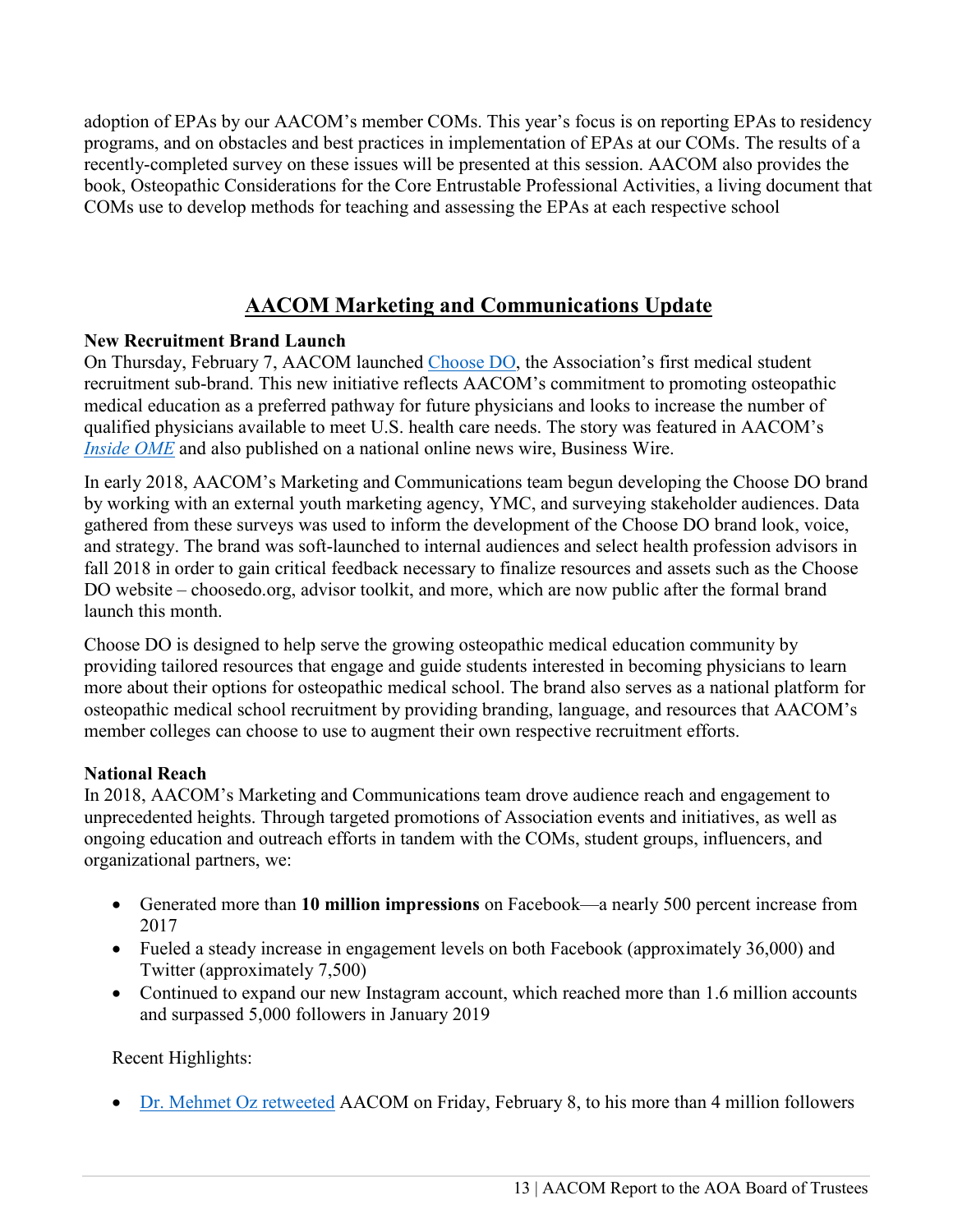adoption of EPAs by our AACOM's member COMs. This year's focus is on reporting EPAs to residency programs, and on obstacles and best practices in implementation of EPAs at our COMs. The results of a recently-completed survey on these issues will be presented at this session. AACOM also provides the book, Osteopathic Considerations for the Core Entrustable Professional Activities, a living document that COMs use to develop methods for teaching and assessing the EPAs at each respective school

## AACOM Marketing and Communications Update

**New Recruitment Brand Launch**

On Thursday, February 7, AACOM launched Choose DO, the Association's first medical student recruitment sub-brand. This new initiative reflects AACOM's commitment to promoting osteopathic medical education as a preferred pathway for future physicians and looks to increase the number of qualified physicians available to meet U.S. health care needs. The story was featured in AACOM's *Inside OME* and also published on a national online news wire, Business Wire.

In early 2018, AACOM's Marketing and Communications team begun developing the Choose DO brand by working with an external youth marketing agency, YMC, and surveying stakeholder audiences. Data gathered from these surveys was used to inform the development of the Choose DO brand look, voice, and strategy. The brand was soft-launched to internal audiences and select health profession advisors in fall 2018 in order to gain critical feedback necessary to finalize resources and assets such as the Choose DO website – choosedo.org, advisor toolkit, and more, which are now public after the formal brand launch this month.

Choose DO is designed to help serve the growing osteopathic medical education community by providing tailored resources that engage and guide students interested in becoming physicians to learn more about their options for osteopathic medical school. The brand also serves as a national platform for osteopathic medical school recruitment by providing branding, language, and resources that AACOM's member colleges can choose to use to augment their own respective recruitment efforts.

**National Reach**

In 2018, AACOM's Marketing and Communications team drove audience reach and engagement to unprecedented heights. Through targeted promotions of Association events and initiatives, as well as ongoing education and outreach efforts in tandem with the COMs, student groups, influencers, and organizational partners, we:

- Generated more than **10 million impressions** on Facebook—a nearly 500 percent increase from 2017
- Fueled a steady increase in engagement levels on both Facebook (approximately 36,000) and Twitter (approximately 7,500)
- Continued to expand our new Instagram account, which reached more than 1.6 million accounts and surpassed 5,000 followers in January 2019

Recent Highlights:

- Dr. Mehmet Oz retweeted AACOM on Friday, February 8, to his more than 4 million followers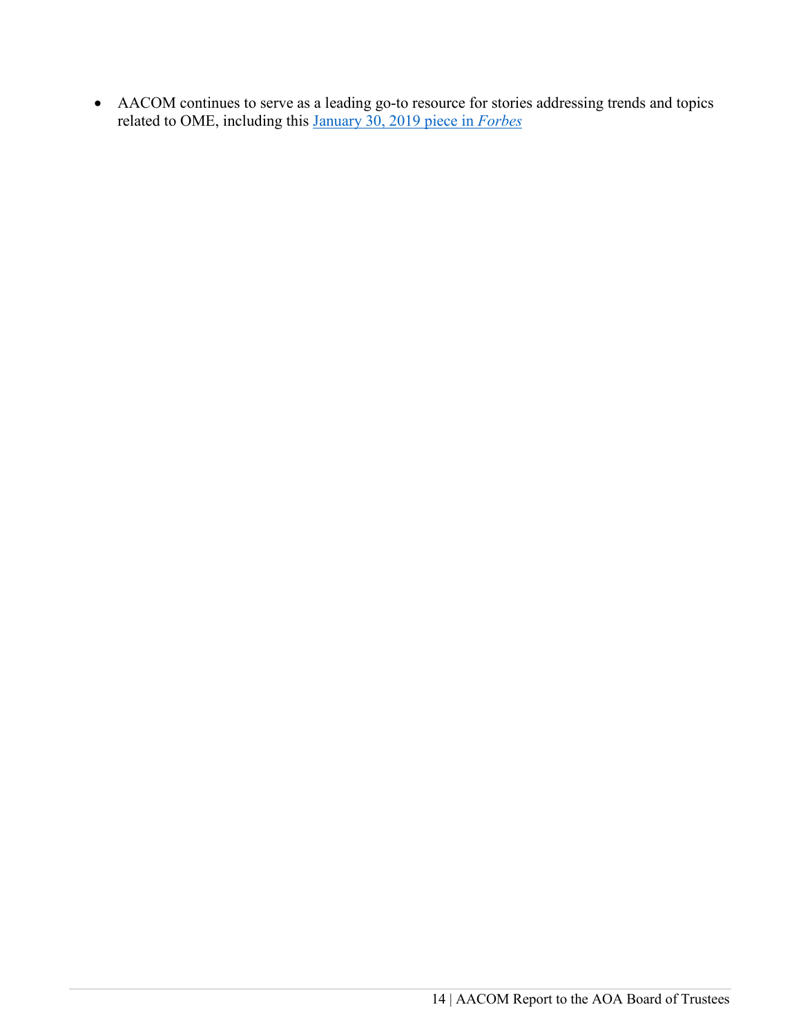- AACOM continues to serve as a leading go-to resource for stories addressing trends and topics related to OME, including this January 30, 2019 piece in *Forbes*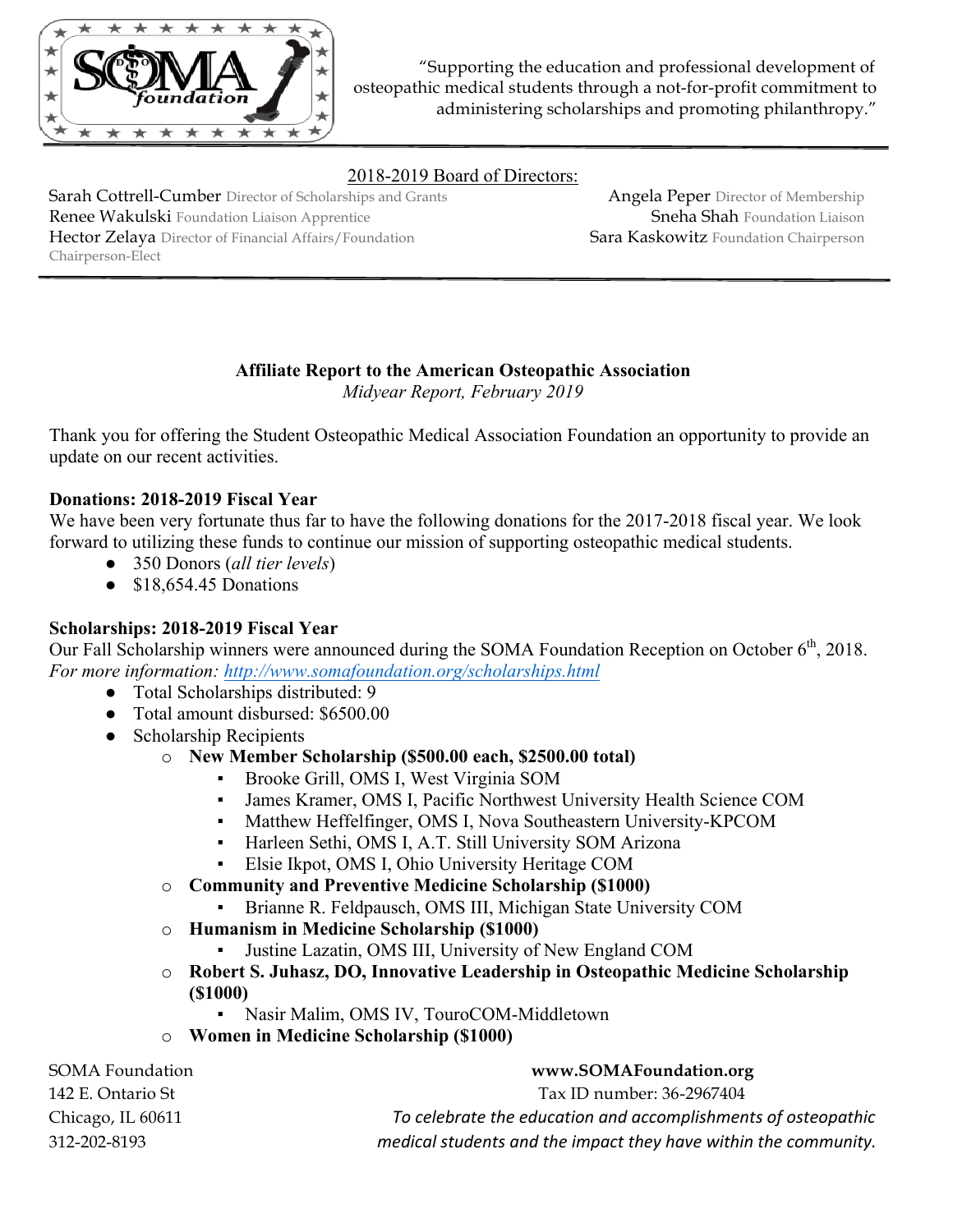"Supporting the education and professional development of osteopathic medical students through a not-for-profit commitment to administering scholarships and promoting philanthropy."

2018-2019 Board of Directors:

Sarah Cottrell-Cumber Director of Scholarships and Grants
Renee Wakulski Foundation Liaison Apprentice
Hector Zelaya Director of Financial Affairs/Foundation Chairperson-Elect
Angela Peper Director of Membership
Sneha Shah Foundation Liaison
Sara Kaskowitz Foundation Chairperson

**Affiliate Report to the American Osteopathic Association**
*Midyear Report, February 2019*

Thank you for offering the Student Osteopathic Medical Association Foundation an opportunity to provide an update on our recent activities.

**Donations: 2018-2019 Fiscal Year**

We have been very fortunate thus far to have the following donations for the 2017-2018 fiscal year. We look forward to utilizing these funds to continue our mission of supporting osteopathic medical students.

- 350 Donors (*all tier levels*)
- $18,654.45 Donations

**Scholarships: 2018-2019 Fiscal Year**

Our Fall Scholarship winners were announced during the SOMA Foundation Reception on October 6th, 2018. *For more information: http://www.somafoundation.org/scholarships.html*

- Total Scholarships distributed: 9
- Total amount disbursed: $6500.00
- Scholarship Recipients
  - **New Member Scholarship ($500.00 each, $2500.00 total)**
    - Brooke Grill, OMS I, West Virginia SOM
    - James Kramer, OMS I, Pacific Northwest University Health Science COM
    - Matthew Heffelfinger, OMS I, Nova Southeastern University-KPCOM
    - Harleen Sethi, OMS I, A.T. Still University SOM Arizona
    - Elsie Ikpot, OMS I, Ohio University Heritage COM
  - **Community and Preventive Medicine Scholarship ($1000)**
    - Brianne R. Feldpausch, OMS III, Michigan State University COM
  - **Humanism in Medicine Scholarship ($1000)**
    - Justine Lazatin, OMS III, University of New England COM
  - **Robert S. Juhasz, DO, Innovative Leadership in Osteopathic Medicine Scholarship ($1000)**
    - Nasir Malim, OMS IV, TouroCOM-Middletown
  - **Women in Medicine Scholarship ($1000)**

SOMA Foundation
142 E. Ontario St
Chicago, IL 60611
312-202-8193

**www.SOMAFoundation.org**
Tax ID number: 36-2967404
*To celebrate the education and accomplishments of osteopathic medical students and the impact they have within the community.*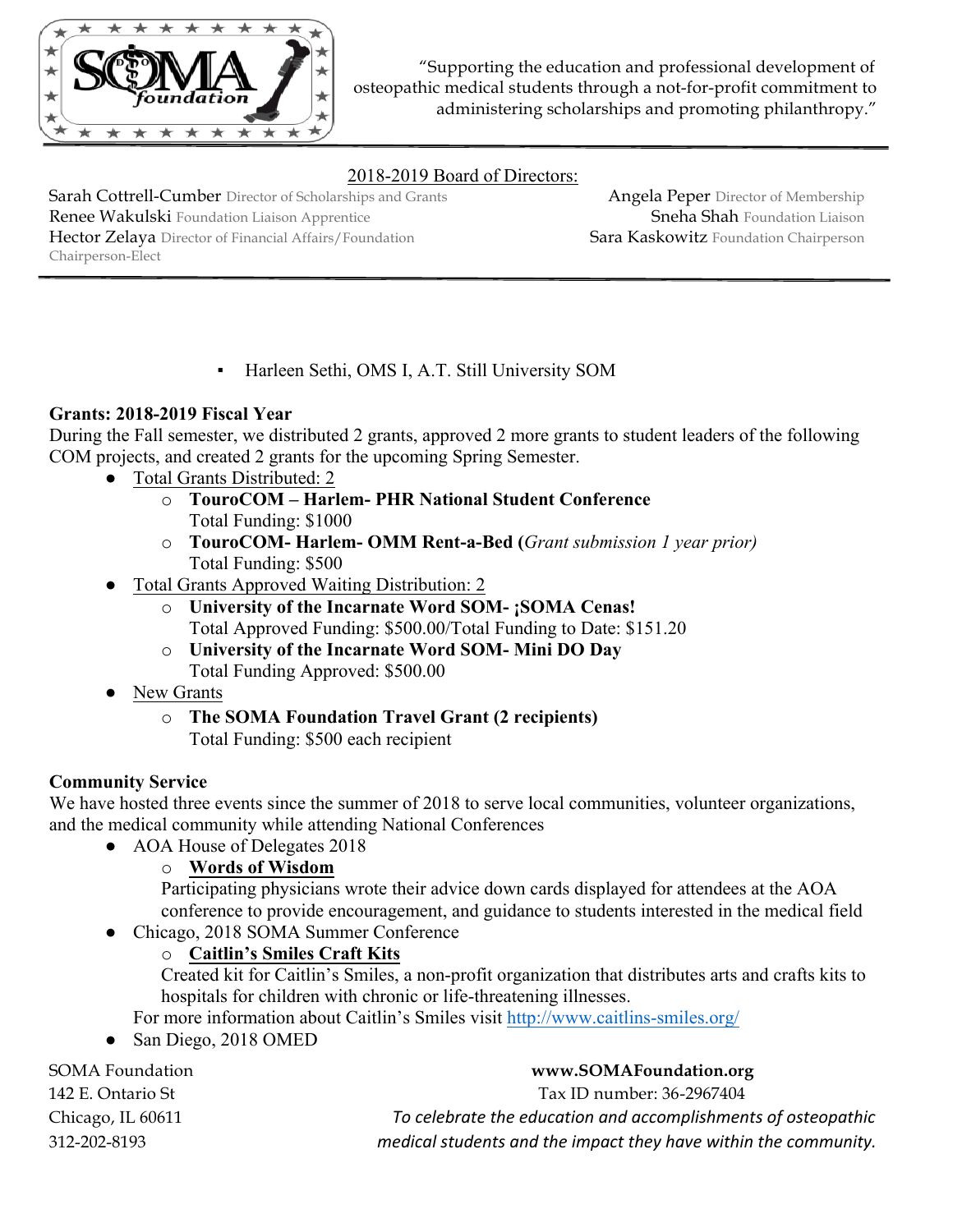"Supporting the education and professional development of osteopathic medical students through a not-for-profit commitment to administering scholarships and promoting philanthropy."

2018-2019 Board of Directors:

Sarah Cottrell-Cumber Director of Scholarships and Grants
Renee Wakulski Foundation Liaison Apprentice
Hector Zelaya Director of Financial Affairs/Foundation Chairperson-Elect
Angela Peper Director of Membership
Sneha Shah Foundation Liaison
Sara Kaskowitz Foundation Chairperson

- Harleen Sethi, OMS I, A.T. Still University SOM

**Grants: 2018-2019 Fiscal Year**

During the Fall semester, we distributed 2 grants, approved 2 more grants to student leaders of the following COM projects, and created 2 grants for the upcoming Spring Semester.

- Total Grants Distributed: 2
  - **TouroCOM – Harlem- PHR National Student Conference**
    Total Funding: $1000
  - **TouroCOM- Harlem- OMM Rent-a-Bed (***Grant submission 1 year prior)*
    Total Funding: $500
- Total Grants Approved Waiting Distribution: 2
  - **University of the Incarnate Word SOM- ¡SOMA Cenas!**
    Total Approved Funding: $500.00/Total Funding to Date: $151.20
  - **University of the Incarnate Word SOM- Mini DO Day**
    Total Funding Approved: $500.00
- New Grants
  - **The SOMA Foundation Travel Grant (2 recipients)**
    Total Funding: $500 each recipient

**Community Service**

We have hosted three events since the summer of 2018 to serve local communities, volunteer organizations, and the medical community while attending National Conferences

- AOA House of Delegates 2018
  - **Words of Wisdom**
    Participating physicians wrote their advice down cards displayed for attendees at the AOA conference to provide encouragement, and guidance to students interested in the medical field
- Chicago, 2018 SOMA Summer Conference
  - **Caitlin's Smiles Craft Kits**
    Created kit for Caitlin's Smiles, a non-profit organization that distributes arts and crafts kits to hospitals for children with chronic or life-threatening illnesses.

  For more information about Caitlin's Smiles visit http://www.caitlins-smiles.org/
- San Diego, 2018 OMED

SOMA Foundation
142 E. Ontario St
Chicago, IL 60611
312-202-8193

**www.SOMAFoundation.org**
Tax ID number: 36-2967404
*To celebrate the education and accomplishments of osteopathic medical students and the impact they have within the community.*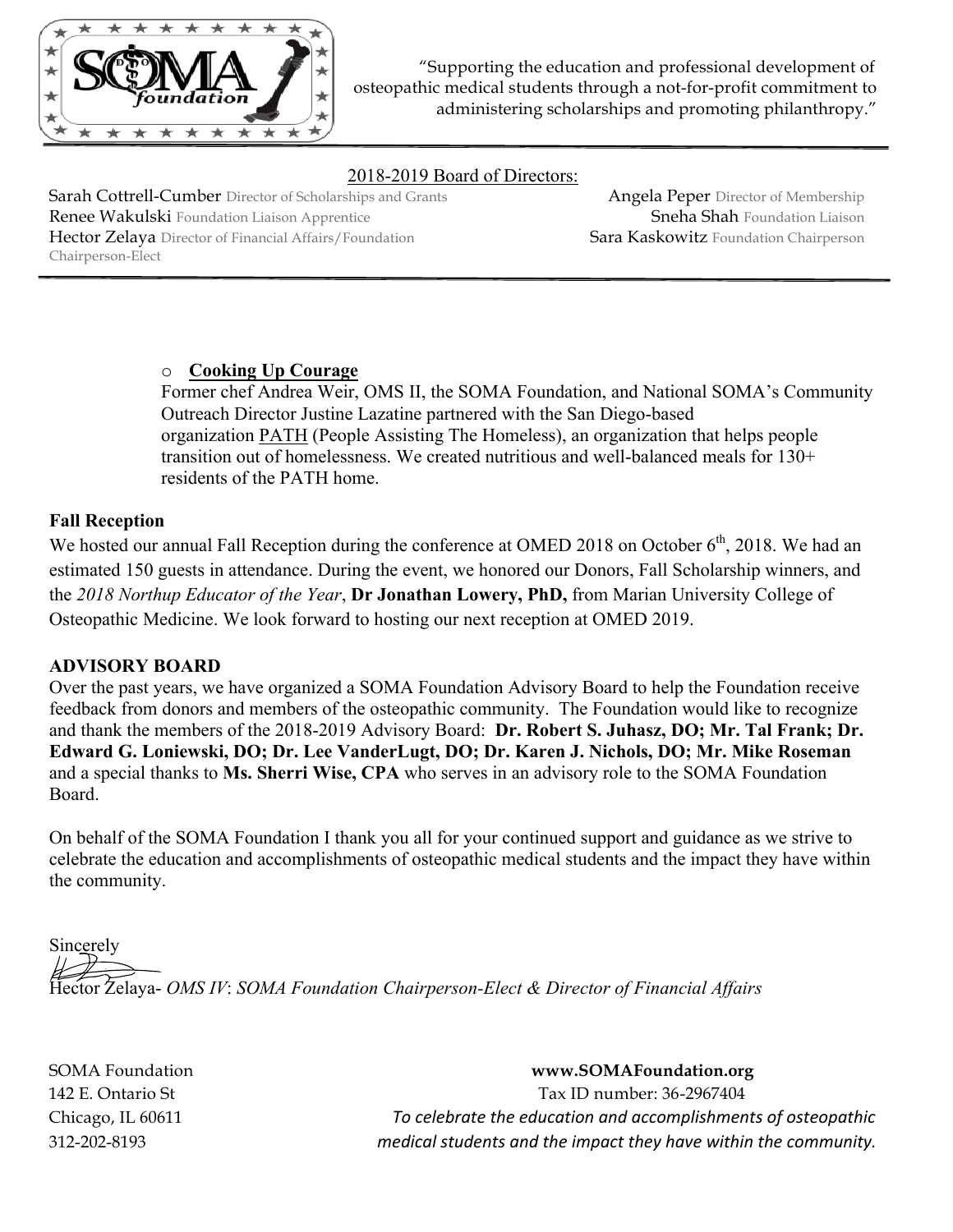"Supporting the education and professional development of osteopathic medical students through a not-for-profit commitment to administering scholarships and promoting philanthropy."

2018-2019 Board of Directors:

Sarah Cottrell-Cumber Director of Scholarships and Grants
Renee Wakulski Foundation Liaison Apprentice
Hector Zelaya Director of Financial Affairs/Foundation Chairperson-Elect
Angela Peper Director of Membership
Sneha Shah Foundation Liaison
Sara Kaskowitz Foundation Chairperson

- **Cooking Up Courage**
  Former chef Andrea Weir, OMS II, the SOMA Foundation, and National SOMA's Community Outreach Director Justine Lazatine partnered with the San Diego-based organization PATH (People Assisting The Homeless), an organization that helps people transition out of homelessness. We created nutritious and well-balanced meals for 130+ residents of the PATH home.

**Fall Reception**

We hosted our annual Fall Reception during the conference at OMED 2018 on October 6th, 2018. We had an estimated 150 guests in attendance. During the event, we honored our Donors, Fall Scholarship winners, and the *2018 Northup Educator of the Year*, **Dr Jonathan Lowery, PhD,** from Marian University College of Osteopathic Medicine. We look forward to hosting our next reception at OMED 2019.

**ADVISORY BOARD**

Over the past years, we have organized a SOMA Foundation Advisory Board to help the Foundation receive feedback from donors and members of the osteopathic community. The Foundation would like to recognize and thank the members of the 2018-2019 Advisory Board: **Dr. Robert S. Juhasz, DO; Mr. Tal Frank; Dr. Edward G. Loniewski, DO; Dr. Lee VanderLugt, DO; Dr. Karen J. Nichols, DO; Mr. Mike Roseman** and a special thanks to **Ms. Sherri Wise, CPA** who serves in an advisory role to the SOMA Foundation Board.

On behalf of the SOMA Foundation I thank you all for your continued support and guidance as we strive to celebrate the education and accomplishments of osteopathic medical students and the impact they have within the community.

Sincerely

Hector Zelaya- *OMS IV*: *SOMA Foundation Chairperson-Elect & Director of Financial Affairs*

SOMA Foundation
142 E. Ontario St
Chicago, IL 60611
312-202-8193

**www.SOMAFoundation.org**
Tax ID number: 36-2967404
*To celebrate the education and accomplishments of osteopathic medical students and the impact they have within the community.*